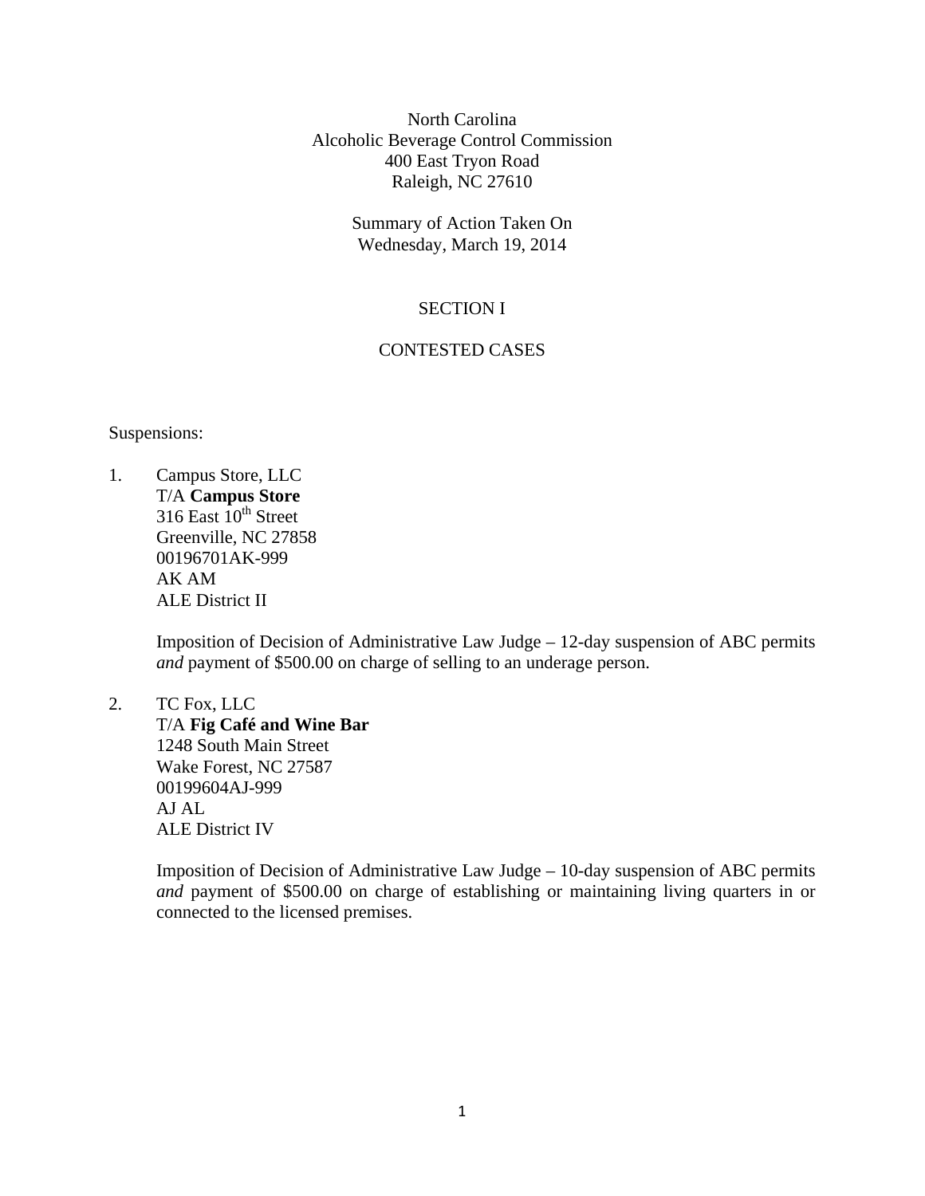North Carolina
Alcoholic Beverage Control Commission
400 East Tryon Road
Raleigh, NC 27610

Summary of Action Taken On
Wednesday, March 19, 2014

# SECTION I

## CONTESTED CASES

Suspensions:

1. Campus Store, LLC
   T/A **Campus Store**
   316 East 10th Street
   Greenville, NC 27858
   00196701AK-999
   AK AM
   ALE District II

   Imposition of Decision of Administrative Law Judge – 12-day suspension of ABC permits *and* payment of $500.00 on charge of selling to an underage person.

2. TC Fox, LLC
   T/A **Fig Café and Wine Bar**
   1248 South Main Street
   Wake Forest, NC 27587
   00199604AJ-999
   AJ AL
   ALE District IV

   Imposition of Decision of Administrative Law Judge – 10-day suspension of ABC permits *and* payment of $500.00 on charge of establishing or maintaining living quarters in or connected to the licensed premises.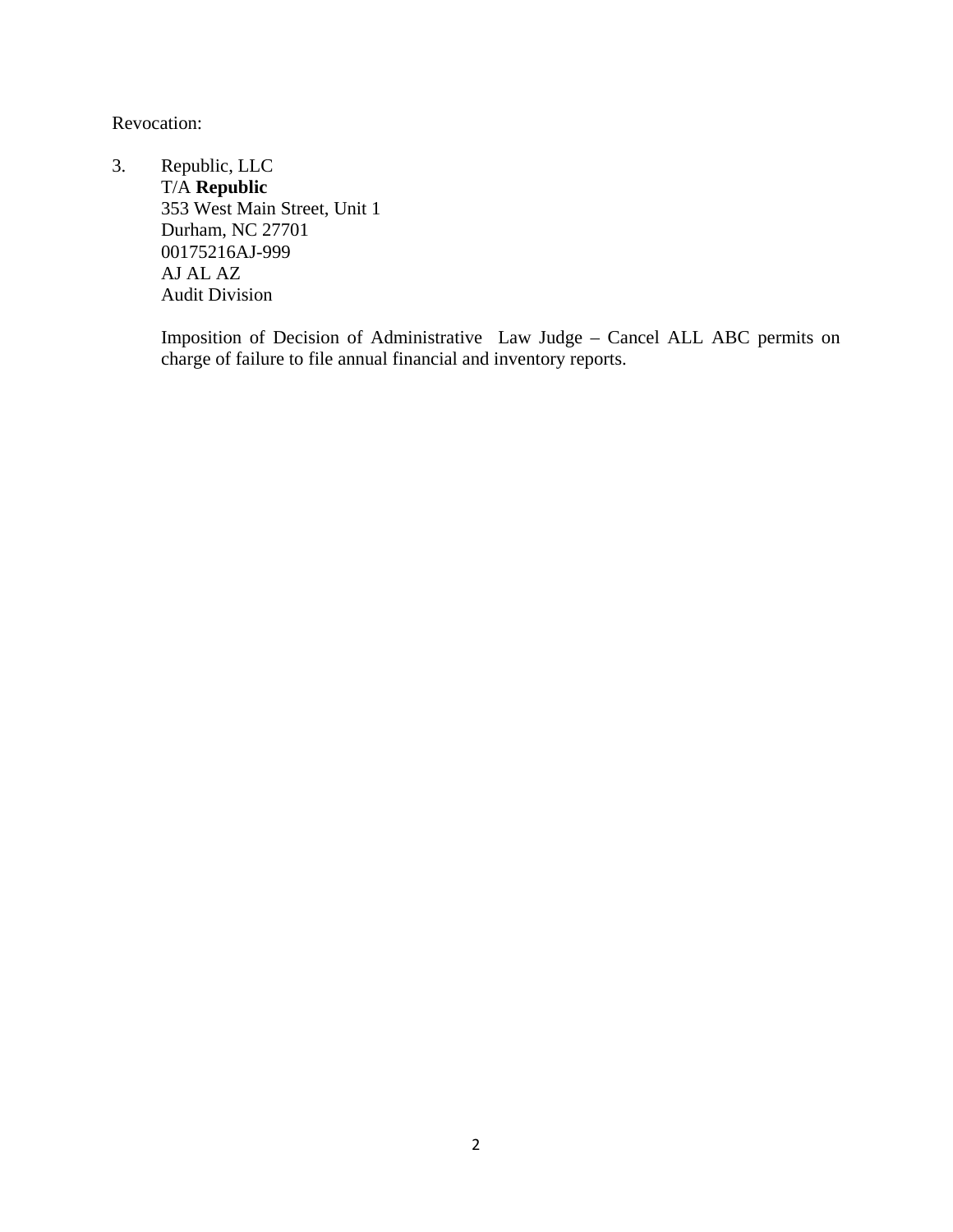Revocation:

3. Republic, LLC
   T/A **Republic**
   353 West Main Street, Unit 1
   Durham, NC 27701
   00175216AJ-999
   AJ AL AZ
   Audit Division

   Imposition of Decision of Administrative Law Judge – Cancel ALL ABC permits on charge of failure to file annual financial and inventory reports.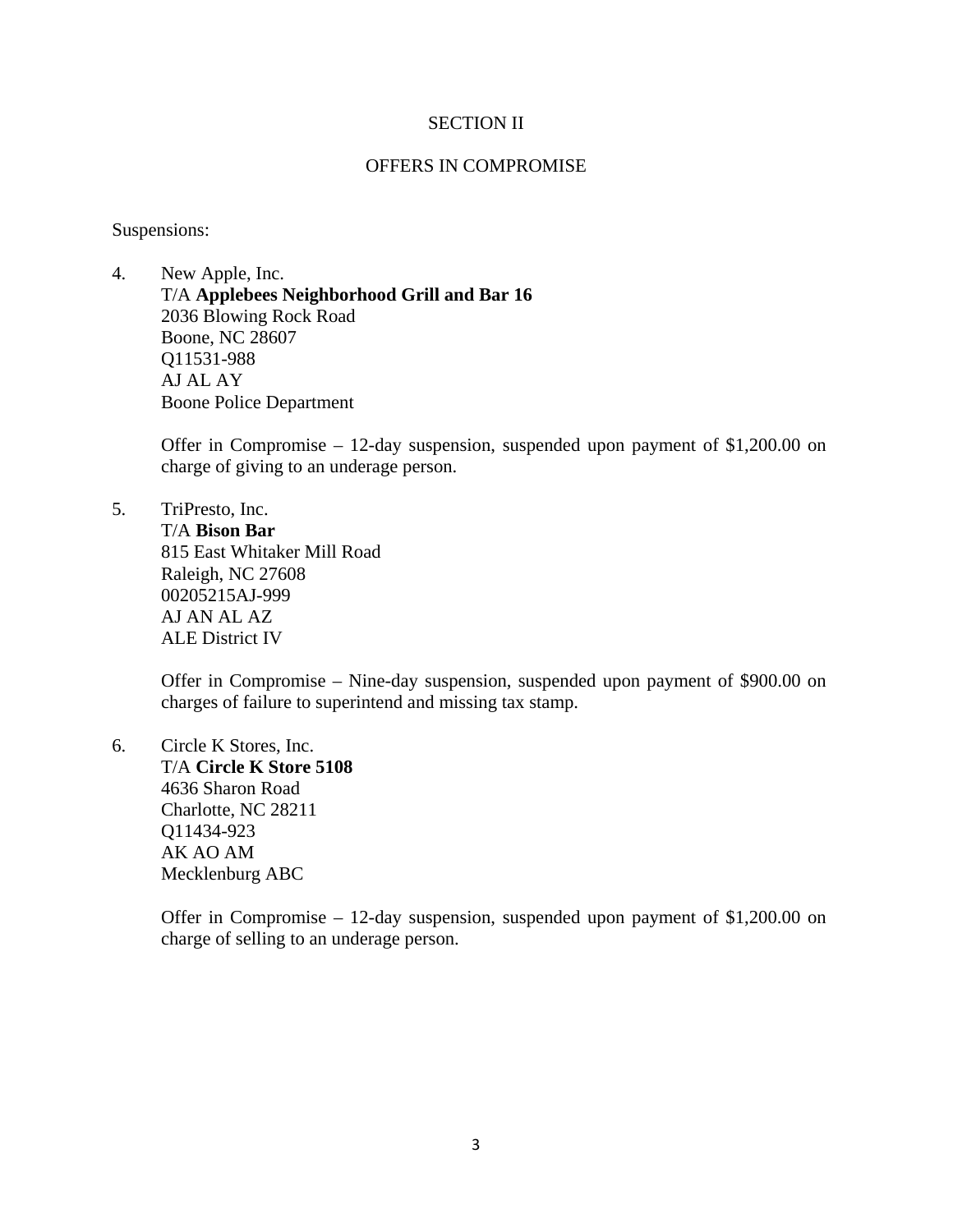# SECTION II

## OFFERS IN COMPROMISE

Suspensions:

4. New Apple, Inc.
   T/A **Applebees Neighborhood Grill and Bar 16**
   2036 Blowing Rock Road
   Boone, NC 28607
   Q11531-988
   AJ AL AY
   Boone Police Department

   Offer in Compromise – 12-day suspension, suspended upon payment of $1,200.00 on charge of giving to an underage person.

5. TriPresto, Inc.
   T/A **Bison Bar**
   815 East Whitaker Mill Road
   Raleigh, NC 27608
   00205215AJ-999
   AJ AN AL AZ
   ALE District IV

   Offer in Compromise – Nine-day suspension, suspended upon payment of $900.00 on charges of failure to superintend and missing tax stamp.

6. Circle K Stores, Inc.
   T/A **Circle K Store 5108**
   4636 Sharon Road
   Charlotte, NC 28211
   Q11434-923
   AK AO AM
   Mecklenburg ABC

   Offer in Compromise – 12-day suspension, suspended upon payment of $1,200.00 on charge of selling to an underage person.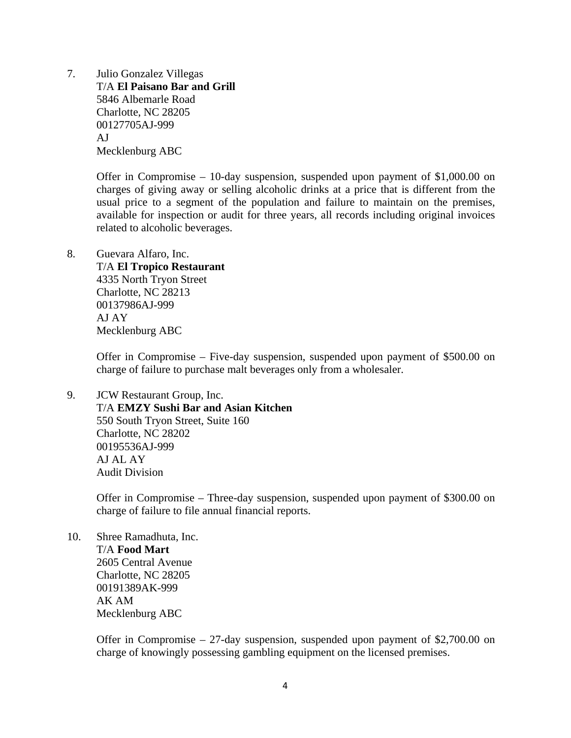7. Julio Gonzalez Villegas
   T/A **El Paisano Bar and Grill**
   5846 Albemarle Road
   Charlotte, NC 28205
   00127705AJ-999
   AJ
   Mecklenburg ABC

   Offer in Compromise – 10-day suspension, suspended upon payment of $1,000.00 on charges of giving away or selling alcoholic drinks at a price that is different from the usual price to a segment of the population and failure to maintain on the premises, available for inspection or audit for three years, all records including original invoices related to alcoholic beverages.

8. Guevara Alfaro, Inc.
   T/A **El Tropico Restaurant**
   4335 North Tryon Street
   Charlotte, NC 28213
   00137986AJ-999
   AJ AY
   Mecklenburg ABC

   Offer in Compromise – Five-day suspension, suspended upon payment of $500.00 on charge of failure to purchase malt beverages only from a wholesaler.

9. JCW Restaurant Group, Inc.
   T/A **EMZY Sushi Bar and Asian Kitchen**
   550 South Tryon Street, Suite 160
   Charlotte, NC 28202
   00195536AJ-999
   AJ AL AY
   Audit Division

   Offer in Compromise – Three-day suspension, suspended upon payment of $300.00 on charge of failure to file annual financial reports.

10. Shree Ramadhuta, Inc.
    T/A **Food Mart**
    2605 Central Avenue
    Charlotte, NC 28205
    00191389AK-999
    AK AM
    Mecklenburg ABC

    Offer in Compromise – 27-day suspension, suspended upon payment of $2,700.00 on charge of knowingly possessing gambling equipment on the licensed premises.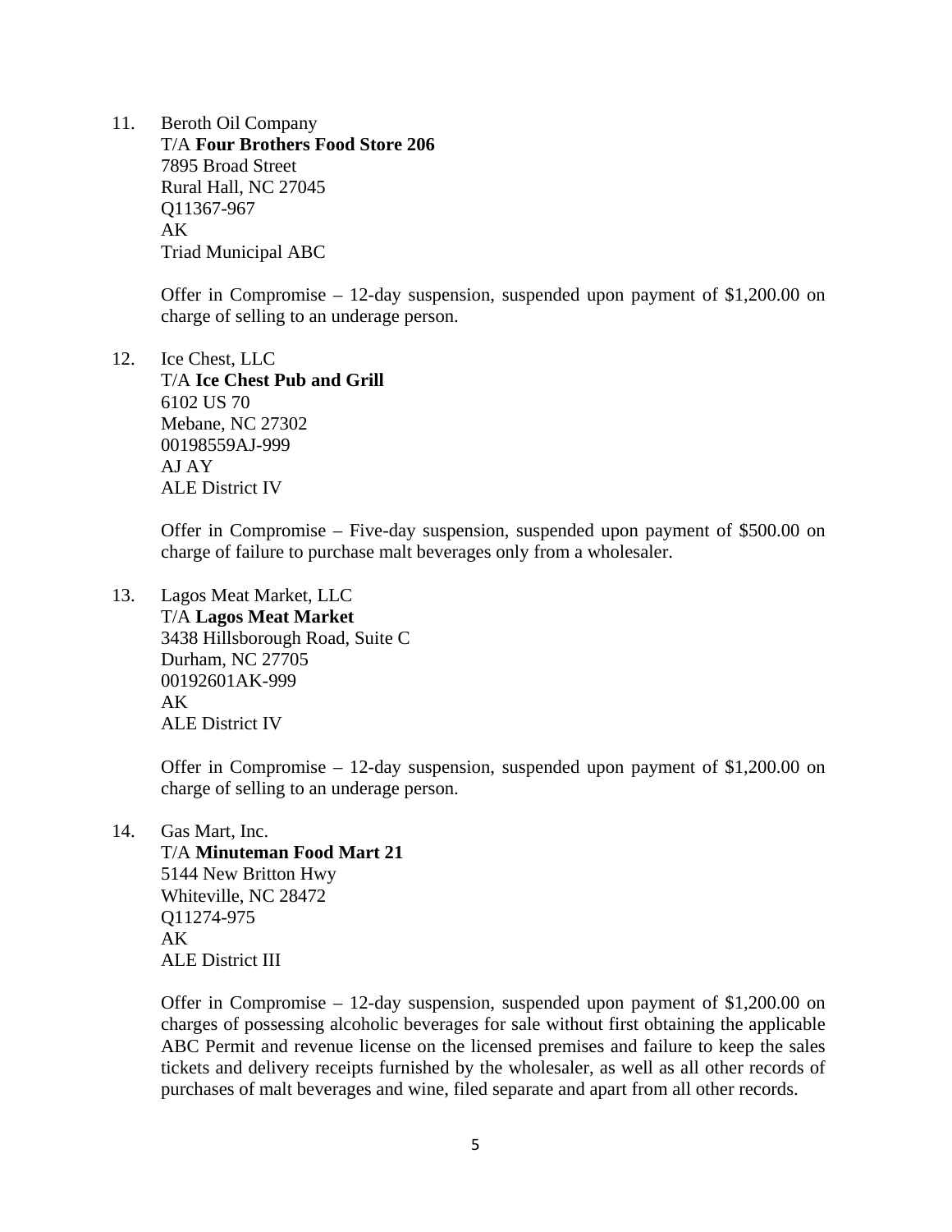11. Beroth Oil Company  
    T/A **Four Brothers Food Store 206**  
    7895 Broad Street  
    Rural Hall, NC 27045  
    Q11367-967  
    AK  
    Triad Municipal ABC

    Offer in Compromise – 12-day suspension, suspended upon payment of $1,200.00 on charge of selling to an underage person.

12. Ice Chest, LLC  
    T/A **Ice Chest Pub and Grill**  
    6102 US 70  
    Mebane, NC 27302  
    00198559AJ-999  
    AJ AY  
    ALE District IV

    Offer in Compromise – Five-day suspension, suspended upon payment of $500.00 on charge of failure to purchase malt beverages only from a wholesaler.

13. Lagos Meat Market, LLC  
    T/A **Lagos Meat Market**  
    3438 Hillsborough Road, Suite C  
    Durham, NC 27705  
    00192601AK-999  
    AK  
    ALE District IV

    Offer in Compromise – 12-day suspension, suspended upon payment of $1,200.00 on charge of selling to an underage person.

14. Gas Mart, Inc.  
    T/A **Minuteman Food Mart 21**  
    5144 New Britton Hwy  
    Whiteville, NC 28472  
    Q11274-975  
    AK  
    ALE District III

    Offer in Compromise – 12-day suspension, suspended upon payment of $1,200.00 on charges of possessing alcoholic beverages for sale without first obtaining the applicable ABC Permit and revenue license on the licensed premises and failure to keep the sales tickets and delivery receipts furnished by the wholesaler, as well as all other records of purchases of malt beverages and wine, filed separate and apart from all other records.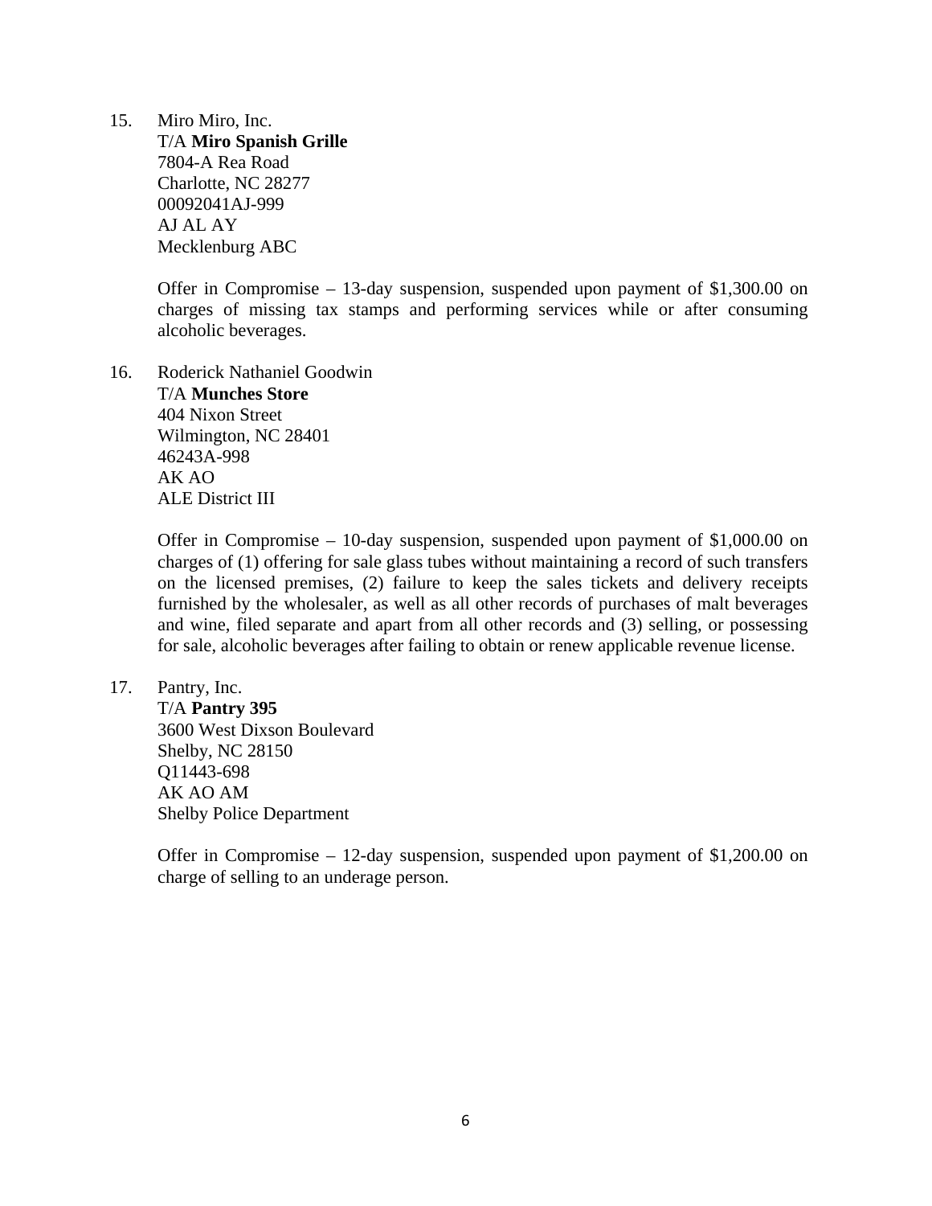15. Miro Miro, Inc.  
    T/A **Miro Spanish Grille**  
    7804-A Rea Road  
    Charlotte, NC 28277  
    00092041AJ-999  
    AJ AL AY  
    Mecklenburg ABC

    Offer in Compromise – 13-day suspension, suspended upon payment of $1,300.00 on charges of missing tax stamps and performing services while or after consuming alcoholic beverages.

16. Roderick Nathaniel Goodwin  
    T/A **Munches Store**  
    404 Nixon Street  
    Wilmington, NC 28401  
    46243A-998  
    AK AO  
    ALE District III

    Offer in Compromise – 10-day suspension, suspended upon payment of $1,000.00 on charges of (1) offering for sale glass tubes without maintaining a record of such transfers on the licensed premises, (2) failure to keep the sales tickets and delivery receipts furnished by the wholesaler, as well as all other records of purchases of malt beverages and wine, filed separate and apart from all other records and (3) selling, or possessing for sale, alcoholic beverages after failing to obtain or renew applicable revenue license.

17. Pantry, Inc.  
    T/A **Pantry 395**  
    3600 West Dixson Boulevard  
    Shelby, NC 28150  
    Q11443-698  
    AK AO AM  
    Shelby Police Department

    Offer in Compromise – 12-day suspension, suspended upon payment of $1,200.00 on charge of selling to an underage person.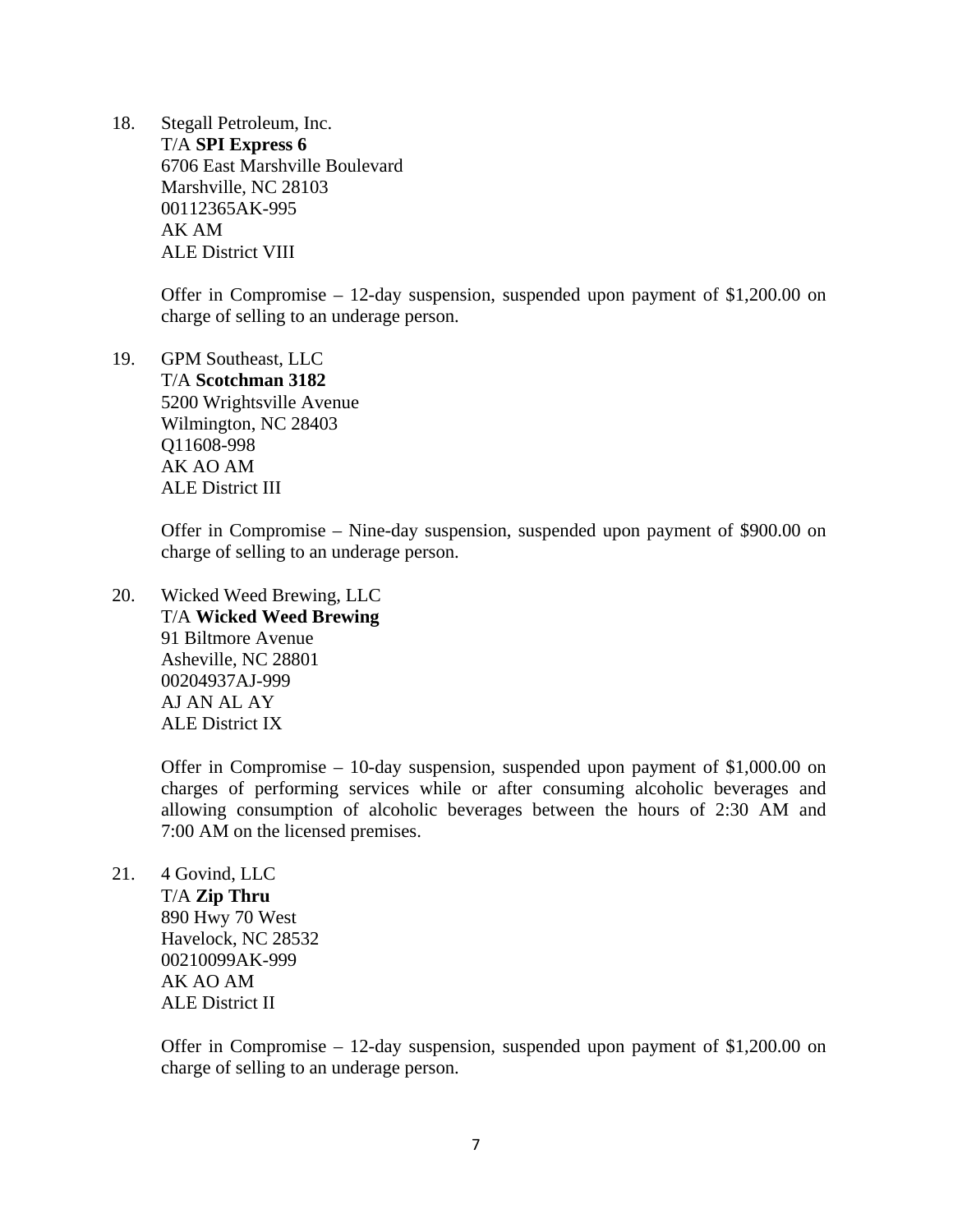18. Stegall Petroleum, Inc.
    T/A **SPI Express 6**
    6706 East Marshville Boulevard
    Marshville, NC 28103
    00112365AK-995
    AK AM
    ALE District VIII

    Offer in Compromise – 12-day suspension, suspended upon payment of $1,200.00 on charge of selling to an underage person.

19. GPM Southeast, LLC
    T/A **Scotchman 3182**
    5200 Wrightsville Avenue
    Wilmington, NC 28403
    Q11608-998
    AK AO AM
    ALE District III

    Offer in Compromise – Nine-day suspension, suspended upon payment of $900.00 on charge of selling to an underage person.

20. Wicked Weed Brewing, LLC
    T/A **Wicked Weed Brewing**
    91 Biltmore Avenue
    Asheville, NC 28801
    00204937AJ-999
    AJ AN AL AY
    ALE District IX

    Offer in Compromise – 10-day suspension, suspended upon payment of $1,000.00 on charges of performing services while or after consuming alcoholic beverages and allowing consumption of alcoholic beverages between the hours of 2:30 AM and 7:00 AM on the licensed premises.

21. 4 Govind, LLC
    T/A **Zip Thru**
    890 Hwy 70 West
    Havelock, NC 28532
    00210099AK-999
    AK AO AM
    ALE District II

    Offer in Compromise – 12-day suspension, suspended upon payment of $1,200.00 on charge of selling to an underage person.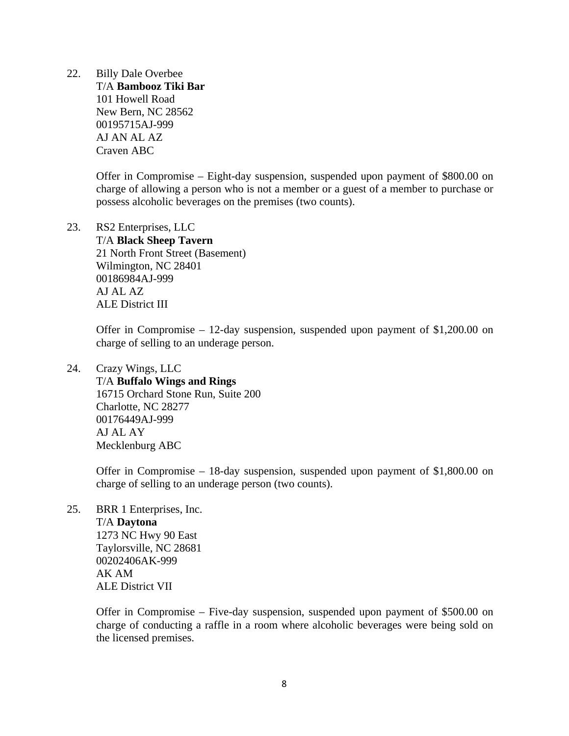22. Billy Dale Overbee
    T/A **Bambooz Tiki Bar**
    101 Howell Road
    New Bern, NC 28562
    00195715AJ-999
    AJ AN AL AZ
    Craven ABC

    Offer in Compromise – Eight-day suspension, suspended upon payment of $800.00 on charge of allowing a person who is not a member or a guest of a member to purchase or possess alcoholic beverages on the premises (two counts).

23. RS2 Enterprises, LLC
    T/A **Black Sheep Tavern**
    21 North Front Street (Basement)
    Wilmington, NC 28401
    00186984AJ-999
    AJ AL AZ
    ALE District III

    Offer in Compromise – 12-day suspension, suspended upon payment of $1,200.00 on charge of selling to an underage person.

24. Crazy Wings, LLC
    T/A **Buffalo Wings and Rings**
    16715 Orchard Stone Run, Suite 200
    Charlotte, NC 28277
    00176449AJ-999
    AJ AL AY
    Mecklenburg ABC

    Offer in Compromise – 18-day suspension, suspended upon payment of $1,800.00 on charge of selling to an underage person (two counts).

25. BRR 1 Enterprises, Inc.
    T/A **Daytona**
    1273 NC Hwy 90 East
    Taylorsville, NC 28681
    00202406AK-999
    AK AM
    ALE District VII

    Offer in Compromise – Five-day suspension, suspended upon payment of $500.00 on charge of conducting a raffle in a room where alcoholic beverages were being sold on the licensed premises.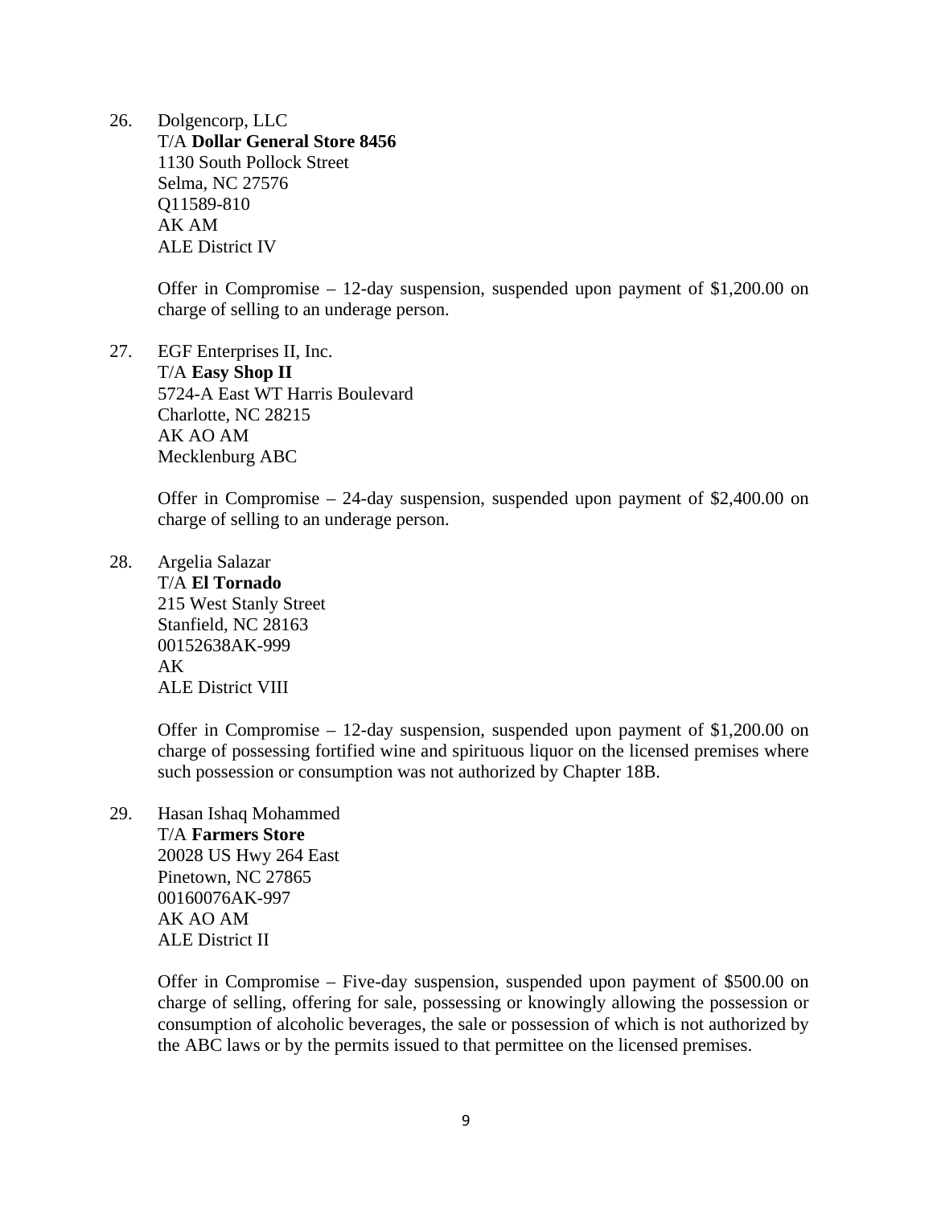26. Dolgencorp, LLC
    T/A **Dollar General Store 8456**
    1130 South Pollock Street
    Selma, NC 27576
    Q11589-810
    AK AM
    ALE District IV

    Offer in Compromise – 12-day suspension, suspended upon payment of $1,200.00 on charge of selling to an underage person.

27. EGF Enterprises II, Inc.
    T/A **Easy Shop II**
    5724-A East WT Harris Boulevard
    Charlotte, NC 28215
    AK AO AM
    Mecklenburg ABC

    Offer in Compromise – 24-day suspension, suspended upon payment of $2,400.00 on charge of selling to an underage person.

28. Argelia Salazar
    T/A **El Tornado**
    215 West Stanly Street
    Stanfield, NC 28163
    00152638AK-999
    AK
    ALE District VIII

    Offer in Compromise – 12-day suspension, suspended upon payment of $1,200.00 on charge of possessing fortified wine and spirituous liquor on the licensed premises where such possession or consumption was not authorized by Chapter 18B.

29. Hasan Ishaq Mohammed
    T/A **Farmers Store**
    20028 US Hwy 264 East
    Pinetown, NC 27865
    00160076AK-997
    AK AO AM
    ALE District II

    Offer in Compromise – Five-day suspension, suspended upon payment of $500.00 on charge of selling, offering for sale, possessing or knowingly allowing the possession or consumption of alcoholic beverages, the sale or possession of which is not authorized by the ABC laws or by the permits issued to that permittee on the licensed premises.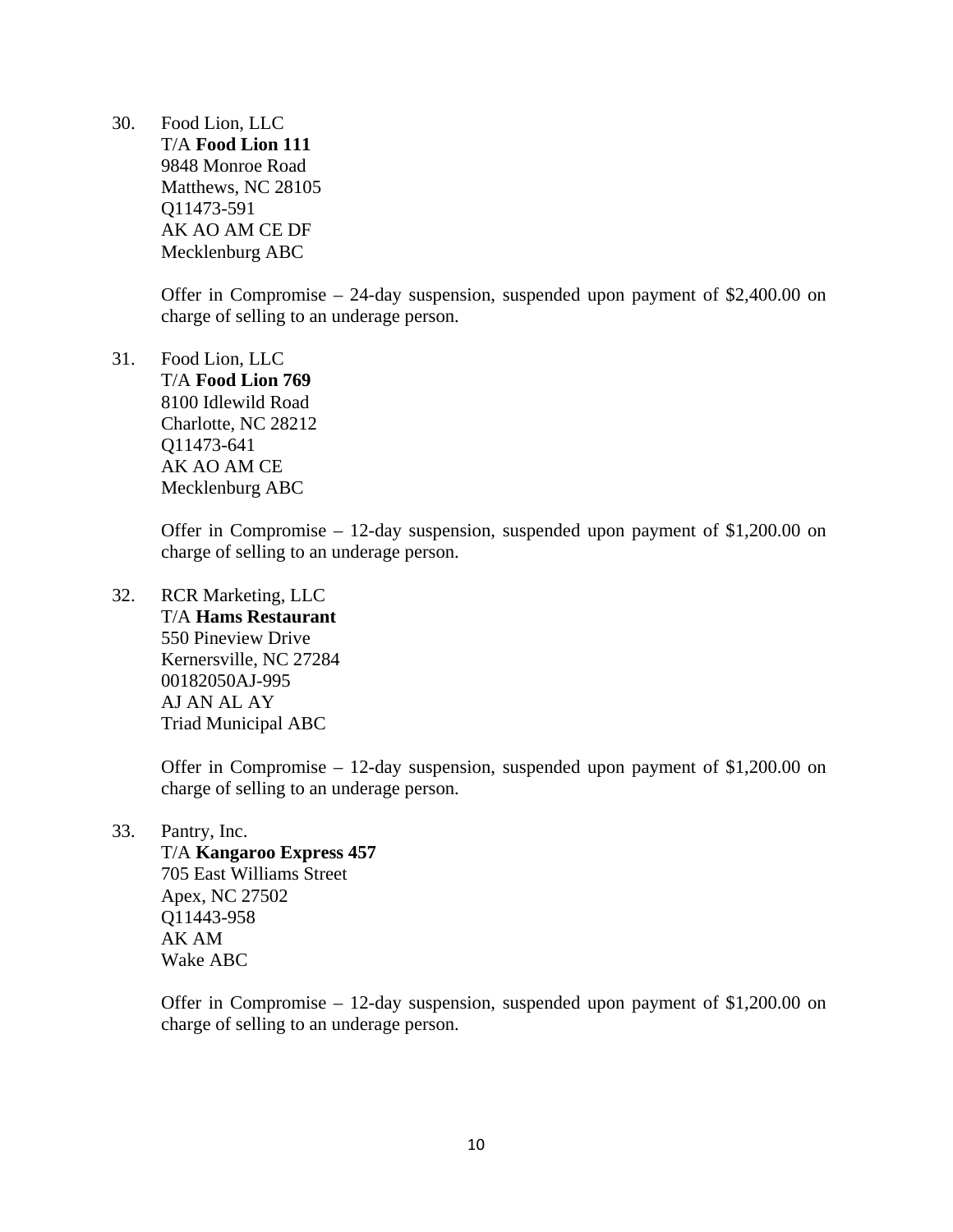30. Food Lion, LLC
    T/A **Food Lion 111**
    9848 Monroe Road
    Matthews, NC 28105
    Q11473-591
    AK AO AM CE DF
    Mecklenburg ABC

    Offer in Compromise – 24-day suspension, suspended upon payment of $2,400.00 on charge of selling to an underage person.

31. Food Lion, LLC
    T/A **Food Lion 769**
    8100 Idlewild Road
    Charlotte, NC 28212
    Q11473-641
    AK AO AM CE
    Mecklenburg ABC

    Offer in Compromise – 12-day suspension, suspended upon payment of $1,200.00 on charge of selling to an underage person.

32. RCR Marketing, LLC
    T/A **Hams Restaurant**
    550 Pineview Drive
    Kernersville, NC 27284
    00182050AJ-995
    AJ AN AL AY
    Triad Municipal ABC

    Offer in Compromise – 12-day suspension, suspended upon payment of $1,200.00 on charge of selling to an underage person.

33. Pantry, Inc.
    T/A **Kangaroo Express 457**
    705 East Williams Street
    Apex, NC 27502
    Q11443-958
    AK AM
    Wake ABC

    Offer in Compromise – 12-day suspension, suspended upon payment of $1,200.00 on charge of selling to an underage person.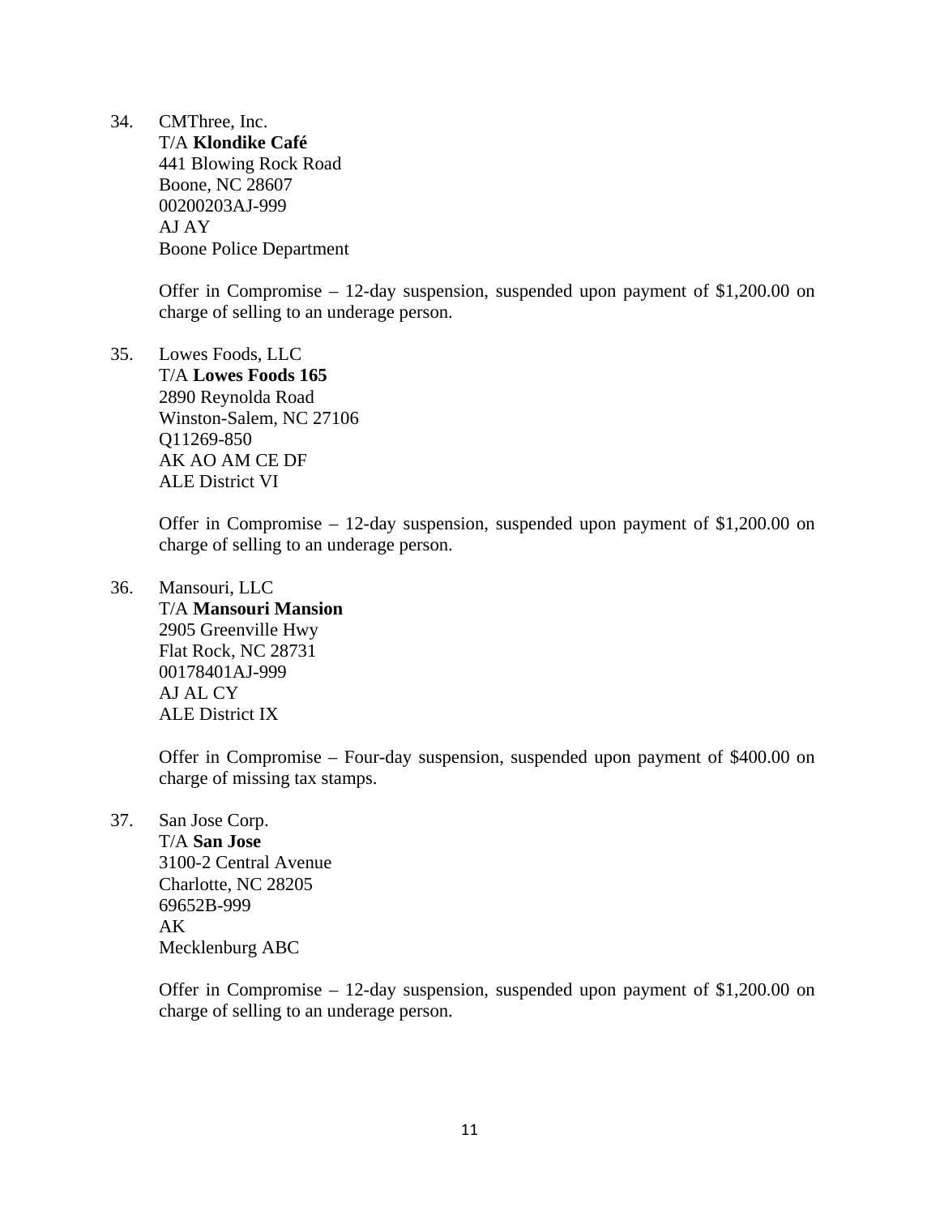34. CMThree, Inc.
    T/A **Klondike Café**
    441 Blowing Rock Road
    Boone, NC 28607
    00200203AJ-999
    AJ AY
    Boone Police Department

    Offer in Compromise – 12-day suspension, suspended upon payment of $1,200.00 on charge of selling to an underage person.

35. Lowes Foods, LLC
    T/A **Lowes Foods 165**
    2890 Reynolda Road
    Winston-Salem, NC 27106
    Q11269-850
    AK AO AM CE DF
    ALE District VI

    Offer in Compromise – 12-day suspension, suspended upon payment of $1,200.00 on charge of selling to an underage person.

36. Mansouri, LLC
    T/A **Mansouri Mansion**
    2905 Greenville Hwy
    Flat Rock, NC 28731
    00178401AJ-999
    AJ AL CY
    ALE District IX

    Offer in Compromise – Four-day suspension, suspended upon payment of $400.00 on charge of missing tax stamps.

37. San Jose Corp.
    T/A **San Jose**
    3100-2 Central Avenue
    Charlotte, NC 28205
    69652B-999
    AK
    Mecklenburg ABC

    Offer in Compromise – 12-day suspension, suspended upon payment of $1,200.00 on charge of selling to an underage person.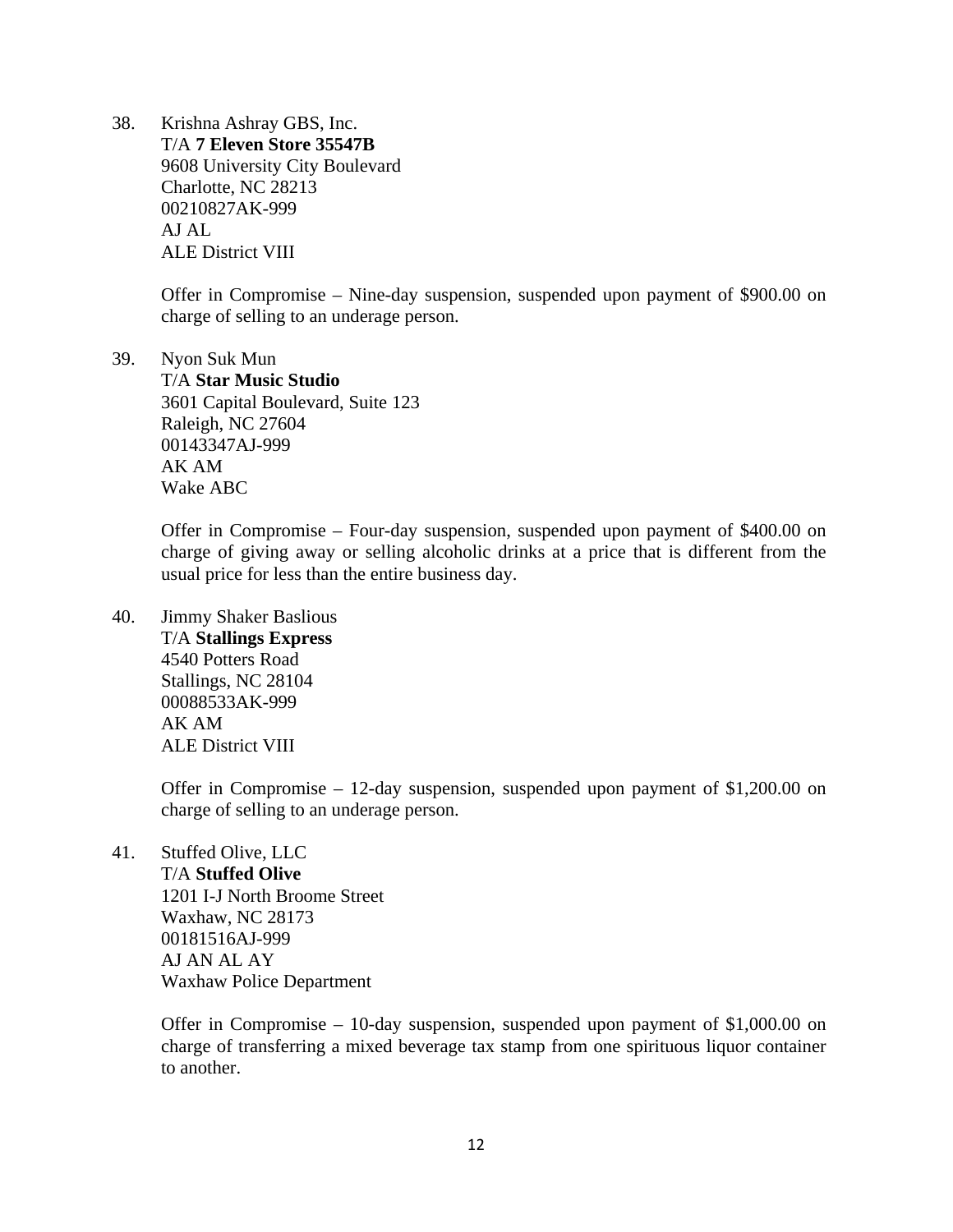38. Krishna Ashray GBS, Inc.
    T/A **7 Eleven Store 35547B**
    9608 University City Boulevard
    Charlotte, NC 28213
    00210827AK-999
    AJ AL
    ALE District VIII

    Offer in Compromise – Nine-day suspension, suspended upon payment of $900.00 on charge of selling to an underage person.

39. Nyon Suk Mun
    T/A **Star Music Studio**
    3601 Capital Boulevard, Suite 123
    Raleigh, NC 27604
    00143347AJ-999
    AK AM
    Wake ABC

    Offer in Compromise – Four-day suspension, suspended upon payment of $400.00 on charge of giving away or selling alcoholic drinks at a price that is different from the usual price for less than the entire business day.

40. Jimmy Shaker Baslious
    T/A **Stallings Express**
    4540 Potters Road
    Stallings, NC 28104
    00088533AK-999
    AK AM
    ALE District VIII

    Offer in Compromise – 12-day suspension, suspended upon payment of $1,200.00 on charge of selling to an underage person.

41. Stuffed Olive, LLC
    T/A **Stuffed Olive**
    1201 I-J North Broome Street
    Waxhaw, NC 28173
    00181516AJ-999
    AJ AN AL AY
    Waxhaw Police Department

    Offer in Compromise – 10-day suspension, suspended upon payment of $1,000.00 on charge of transferring a mixed beverage tax stamp from one spirituous liquor container to another.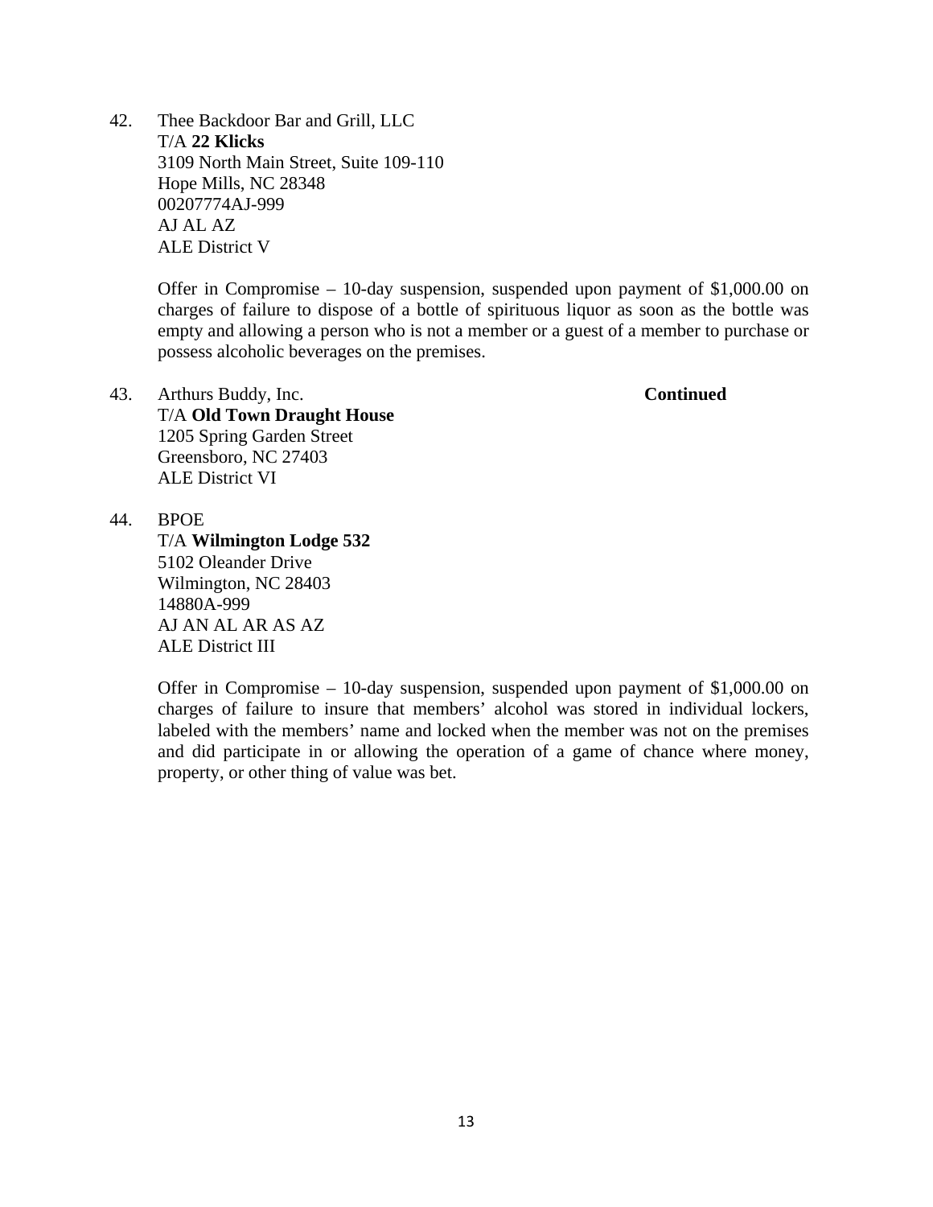42. Thee Backdoor Bar and Grill, LLC
    T/A **22 Klicks**
    3109 North Main Street, Suite 109-110
    Hope Mills, NC 28348
    00207774AJ-999
    AJ AL AZ
    ALE District V

    Offer in Compromise – 10-day suspension, suspended upon payment of $1,000.00 on charges of failure to dispose of a bottle of spirituous liquor as soon as the bottle was empty and allowing a person who is not a member or a guest of a member to purchase or possess alcoholic beverages on the premises.

43. Arthurs Buddy, Inc. **Continued**
    T/A **Old Town Draught House**
    1205 Spring Garden Street
    Greensboro, NC 27403
    ALE District VI

44. BPOE
    T/A **Wilmington Lodge 532**
    5102 Oleander Drive
    Wilmington, NC 28403
    14880A-999
    AJ AN AL AR AS AZ
    ALE District III

    Offer in Compromise – 10-day suspension, suspended upon payment of $1,000.00 on charges of failure to insure that members' alcohol was stored in individual lockers, labeled with the members' name and locked when the member was not on the premises and did participate in or allowing the operation of a game of chance where money, property, or other thing of value was bet.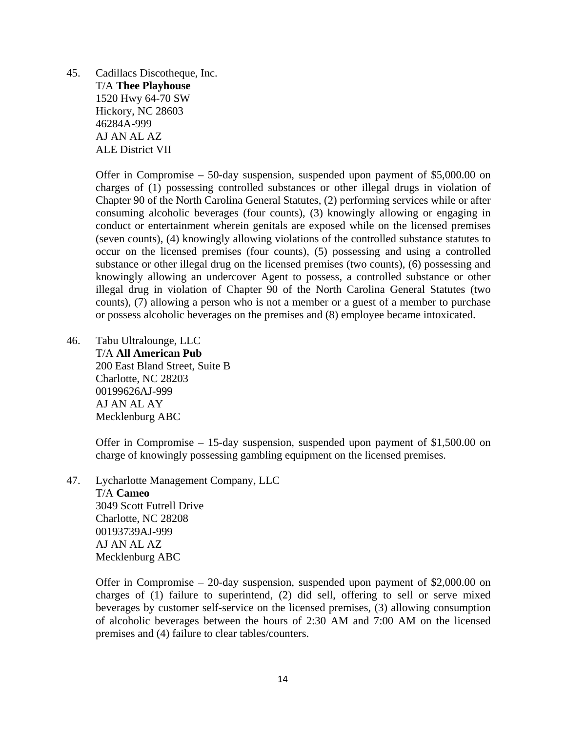45. Cadillacs Discotheque, Inc.
    T/A **Thee Playhouse**
    1520 Hwy 64-70 SW
    Hickory, NC 28603
    46284A-999
    AJ AN AL AZ
    ALE District VII

    Offer in Compromise – 50-day suspension, suspended upon payment of $5,000.00 on charges of (1) possessing controlled substances or other illegal drugs in violation of Chapter 90 of the North Carolina General Statutes, (2) performing services while or after consuming alcoholic beverages (four counts), (3) knowingly allowing or engaging in conduct or entertainment wherein genitals are exposed while on the licensed premises (seven counts), (4) knowingly allowing violations of the controlled substance statutes to occur on the licensed premises (four counts), (5) possessing and using a controlled substance or other illegal drug on the licensed premises (two counts), (6) possessing and knowingly allowing an undercover Agent to possess, a controlled substance or other illegal drug in violation of Chapter 90 of the North Carolina General Statutes (two counts), (7) allowing a person who is not a member or a guest of a member to purchase or possess alcoholic beverages on the premises and (8) employee became intoxicated.

46. Tabu Ultralounge, LLC
    T/A **All American Pub**
    200 East Bland Street, Suite B
    Charlotte, NC 28203
    00199626AJ-999
    AJ AN AL AY
    Mecklenburg ABC

    Offer in Compromise – 15-day suspension, suspended upon payment of $1,500.00 on charge of knowingly possessing gambling equipment on the licensed premises.

47. Lycharlotte Management Company, LLC
    T/A **Cameo**
    3049 Scott Futrell Drive
    Charlotte, NC 28208
    00193739AJ-999
    AJ AN AL AZ
    Mecklenburg ABC

    Offer in Compromise – 20-day suspension, suspended upon payment of $2,000.00 on charges of (1) failure to superintend, (2) did sell, offering to sell or serve mixed beverages by customer self-service on the licensed premises, (3) allowing consumption of alcoholic beverages between the hours of 2:30 AM and 7:00 AM on the licensed premises and (4) failure to clear tables/counters.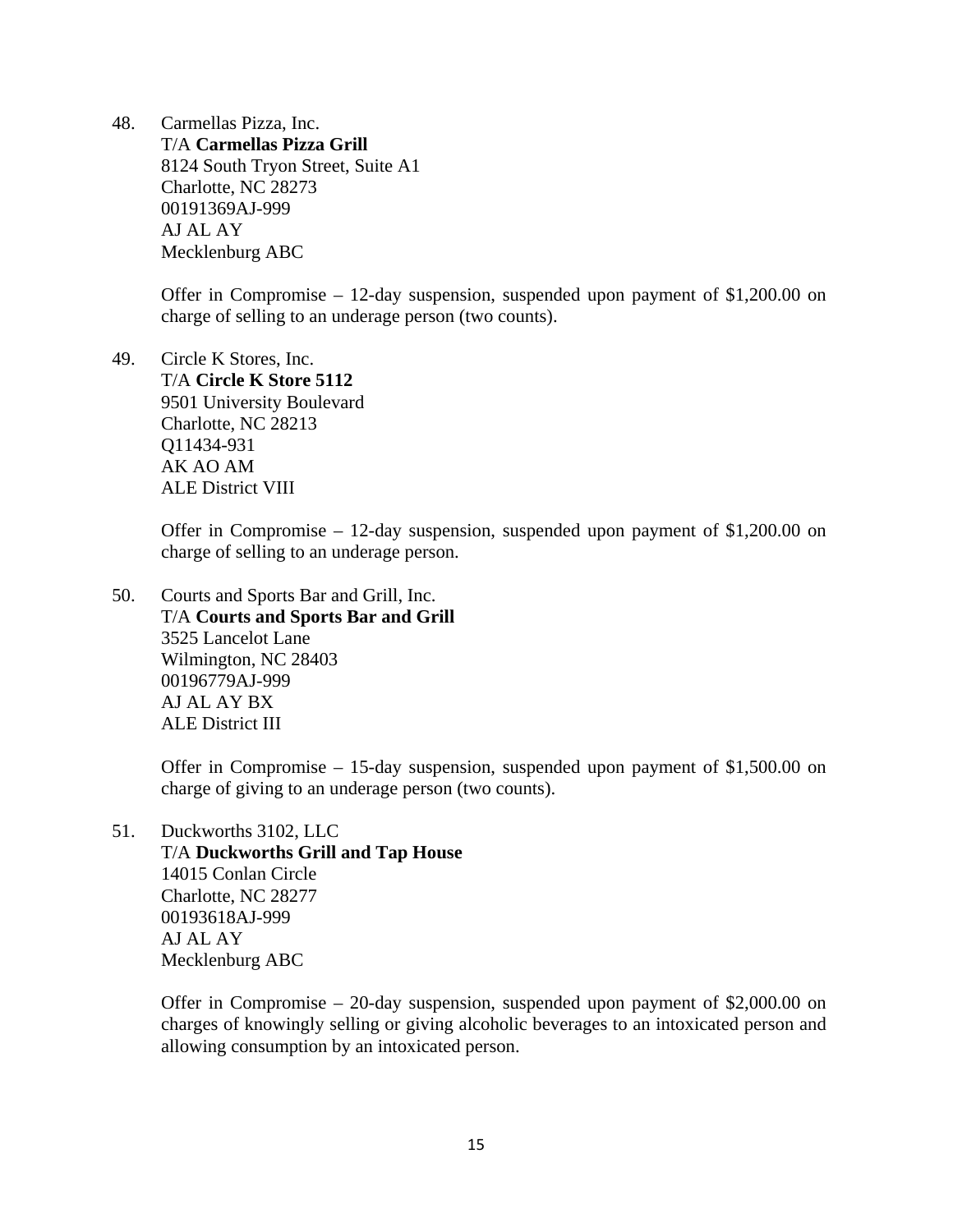48. Carmellas Pizza, Inc.
    T/A **Carmellas Pizza Grill**
    8124 South Tryon Street, Suite A1
    Charlotte, NC 28273
    00191369AJ-999
    AJ AL AY
    Mecklenburg ABC

    Offer in Compromise – 12-day suspension, suspended upon payment of $1,200.00 on charge of selling to an underage person (two counts).

49. Circle K Stores, Inc.
    T/A **Circle K Store 5112**
    9501 University Boulevard
    Charlotte, NC 28213
    Q11434-931
    AK AO AM
    ALE District VIII

    Offer in Compromise – 12-day suspension, suspended upon payment of $1,200.00 on charge of selling to an underage person.

50. Courts and Sports Bar and Grill, Inc.
    T/A **Courts and Sports Bar and Grill**
    3525 Lancelot Lane
    Wilmington, NC 28403
    00196779AJ-999
    AJ AL AY BX
    ALE District III

    Offer in Compromise – 15-day suspension, suspended upon payment of $1,500.00 on charge of giving to an underage person (two counts).

51. Duckworths 3102, LLC
    T/A **Duckworths Grill and Tap House**
    14015 Conlan Circle
    Charlotte, NC 28277
    00193618AJ-999
    AJ AL AY
    Mecklenburg ABC

    Offer in Compromise – 20-day suspension, suspended upon payment of $2,000.00 on charges of knowingly selling or giving alcoholic beverages to an intoxicated person and allowing consumption by an intoxicated person.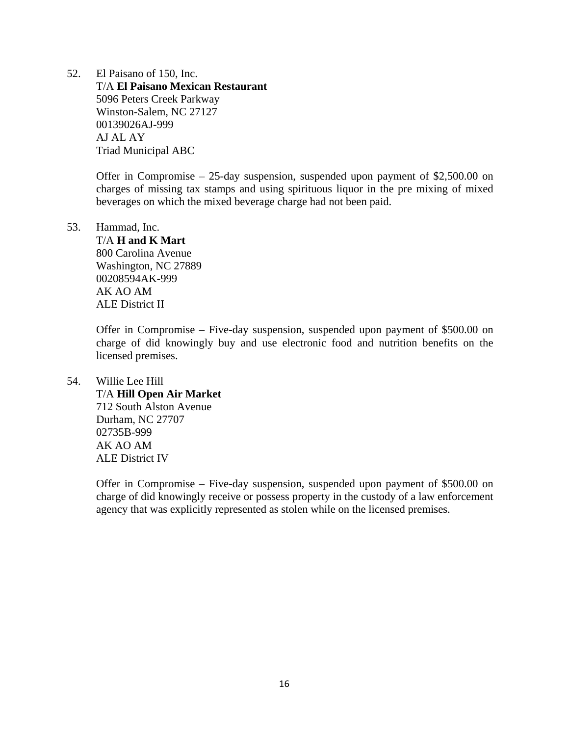52. El Paisano of 150, Inc.
    T/A **El Paisano Mexican Restaurant**
    5096 Peters Creek Parkway
    Winston-Salem, NC 27127
    00139026AJ-999
    AJ AL AY
    Triad Municipal ABC

    Offer in Compromise – 25-day suspension, suspended upon payment of $2,500.00 on charges of missing tax stamps and using spirituous liquor in the pre mixing of mixed beverages on which the mixed beverage charge had not been paid.

53. Hammad, Inc.
    T/A **H and K Mart**
    800 Carolina Avenue
    Washington, NC 27889
    00208594AK-999
    AK AO AM
    ALE District II

    Offer in Compromise – Five-day suspension, suspended upon payment of $500.00 on charge of did knowingly buy and use electronic food and nutrition benefits on the licensed premises.

54. Willie Lee Hill
    T/A **Hill Open Air Market**
    712 South Alston Avenue
    Durham, NC 27707
    02735B-999
    AK AO AM
    ALE District IV

    Offer in Compromise – Five-day suspension, suspended upon payment of $500.00 on charge of did knowingly receive or possess property in the custody of a law enforcement agency that was explicitly represented as stolen while on the licensed premises.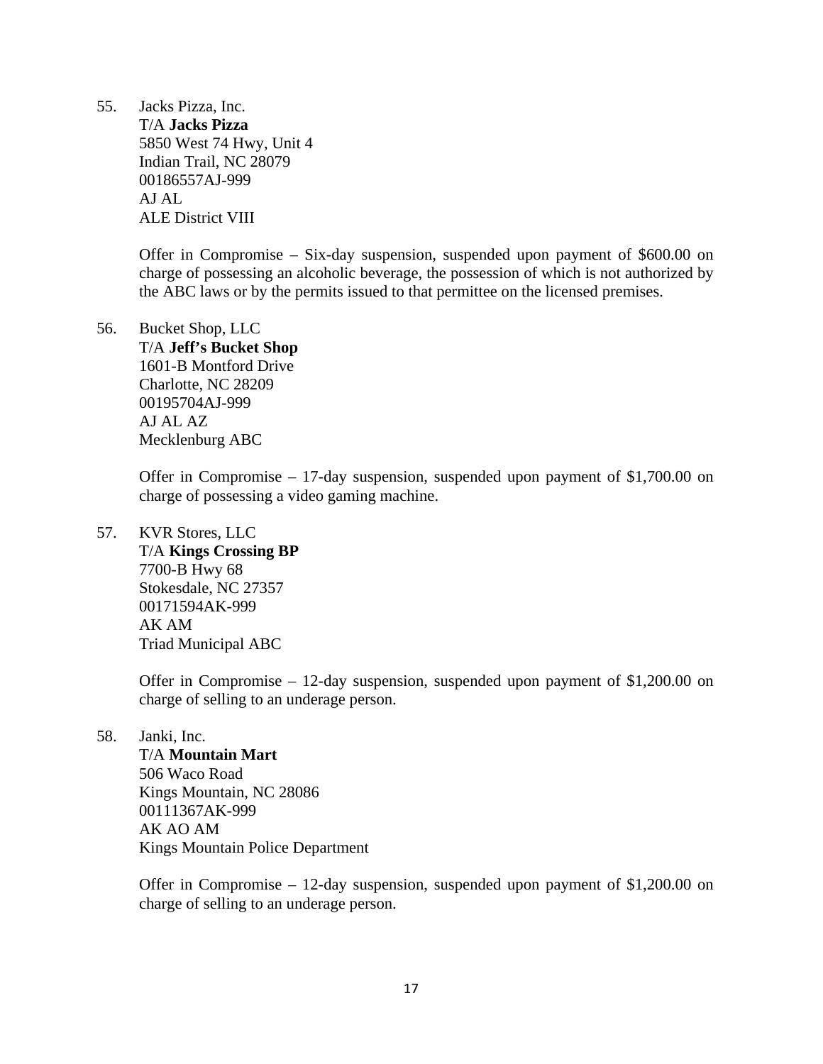55. Jacks Pizza, Inc.
    T/A **Jacks Pizza**
    5850 West 74 Hwy, Unit 4
    Indian Trail, NC 28079
    00186557AJ-999
    AJ AL
    ALE District VIII

    Offer in Compromise – Six-day suspension, suspended upon payment of $600.00 on charge of possessing an alcoholic beverage, the possession of which is not authorized by the ABC laws or by the permits issued to that permittee on the licensed premises.

56. Bucket Shop, LLC
    T/A **Jeff's Bucket Shop**
    1601-B Montford Drive
    Charlotte, NC 28209
    00195704AJ-999
    AJ AL AZ
    Mecklenburg ABC

    Offer in Compromise – 17-day suspension, suspended upon payment of $1,700.00 on charge of possessing a video gaming machine.

57. KVR Stores, LLC
    T/A **Kings Crossing BP**
    7700-B Hwy 68
    Stokesdale, NC 27357
    00171594AK-999
    AK AM
    Triad Municipal ABC

    Offer in Compromise – 12-day suspension, suspended upon payment of $1,200.00 on charge of selling to an underage person.

58. Janki, Inc.
    T/A **Mountain Mart**
    506 Waco Road
    Kings Mountain, NC 28086
    00111367AK-999
    AK AO AM
    Kings Mountain Police Department

    Offer in Compromise – 12-day suspension, suspended upon payment of $1,200.00 on charge of selling to an underage person.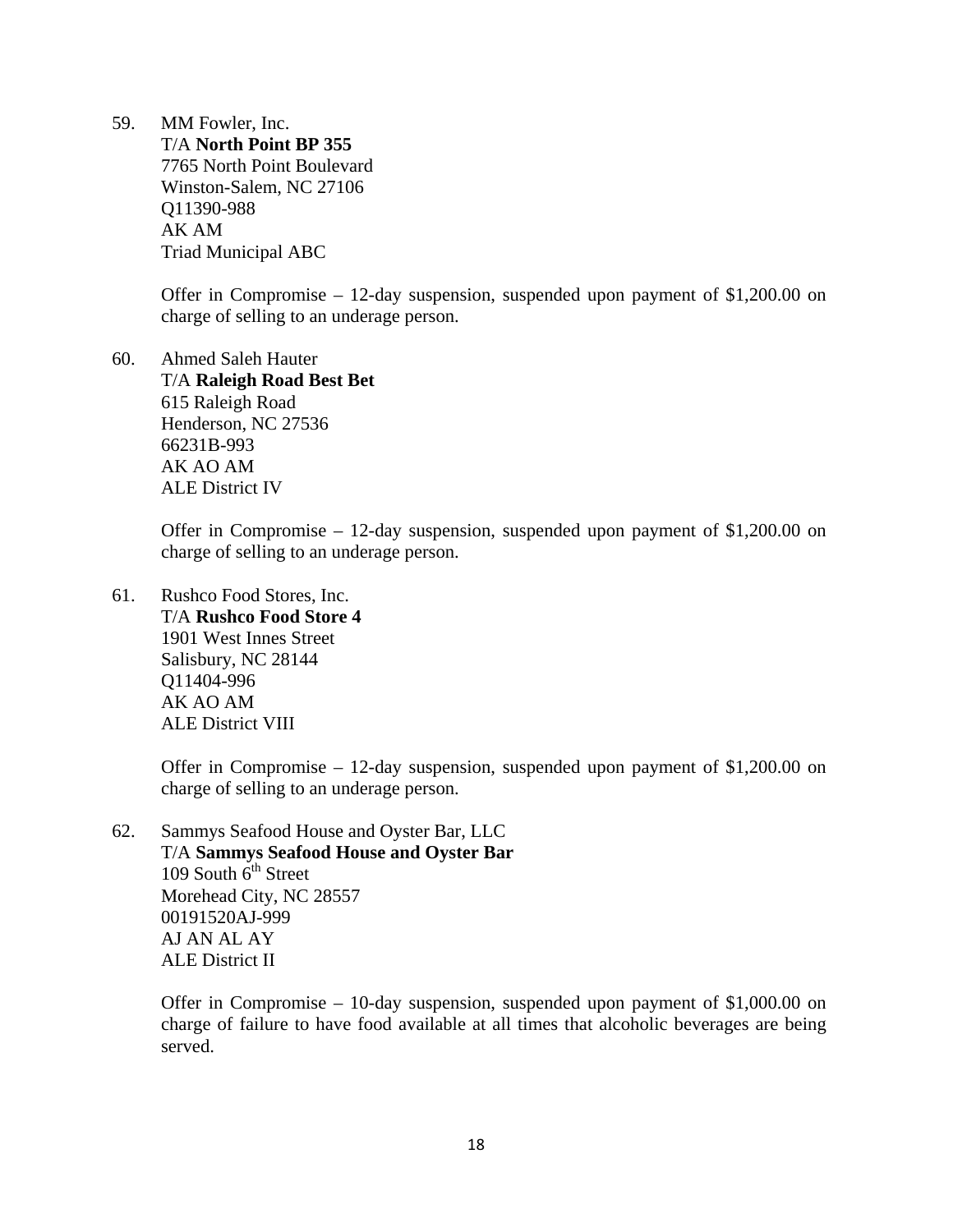59. MM Fowler, Inc.
    T/A **North Point BP 355**
    7765 North Point Boulevard
    Winston-Salem, NC 27106
    Q11390-988
    AK AM
    Triad Municipal ABC

    Offer in Compromise – 12-day suspension, suspended upon payment of $1,200.00 on charge of selling to an underage person.

60. Ahmed Saleh Hauter
    T/A **Raleigh Road Best Bet**
    615 Raleigh Road
    Henderson, NC 27536
    66231B-993
    AK AO AM
    ALE District IV

    Offer in Compromise – 12-day suspension, suspended upon payment of $1,200.00 on charge of selling to an underage person.

61. Rushco Food Stores, Inc.
    T/A **Rushco Food Store 4**
    1901 West Innes Street
    Salisbury, NC 28144
    Q11404-996
    AK AO AM
    ALE District VIII

    Offer in Compromise – 12-day suspension, suspended upon payment of $1,200.00 on charge of selling to an underage person.

62. Sammys Seafood House and Oyster Bar, LLC
    T/A **Sammys Seafood House and Oyster Bar**
    109 South 6th Street
    Morehead City, NC 28557
    00191520AJ-999
    AJ AN AL AY
    ALE District II

    Offer in Compromise – 10-day suspension, suspended upon payment of $1,000.00 on charge of failure to have food available at all times that alcoholic beverages are being served.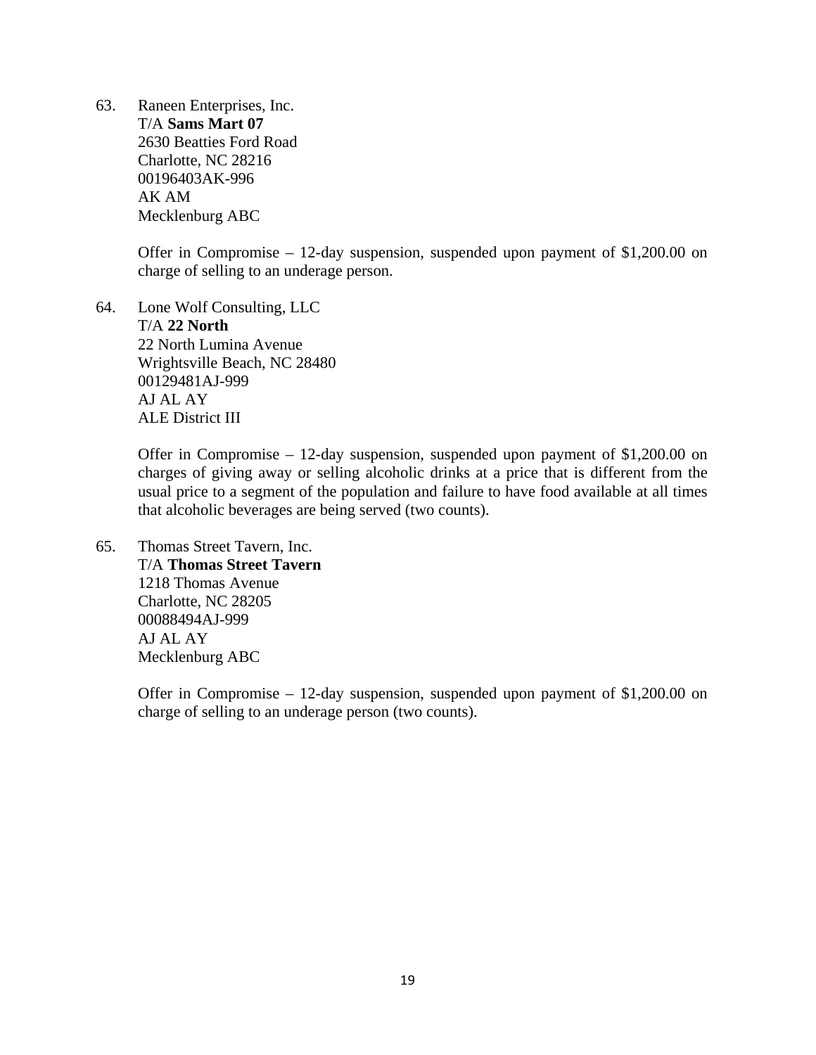63. Raneen Enterprises, Inc.
    T/A **Sams Mart 07**
    2630 Beatties Ford Road
    Charlotte, NC 28216
    00196403AK-996
    AK AM
    Mecklenburg ABC

    Offer in Compromise – 12-day suspension, suspended upon payment of $1,200.00 on charge of selling to an underage person.

64. Lone Wolf Consulting, LLC
    T/A **22 North**
    22 North Lumina Avenue
    Wrightsville Beach, NC 28480
    00129481AJ-999
    AJ AL AY
    ALE District III

    Offer in Compromise – 12-day suspension, suspended upon payment of $1,200.00 on charges of giving away or selling alcoholic drinks at a price that is different from the usual price to a segment of the population and failure to have food available at all times that alcoholic beverages are being served (two counts).

65. Thomas Street Tavern, Inc.
    T/A **Thomas Street Tavern**
    1218 Thomas Avenue
    Charlotte, NC 28205
    00088494AJ-999
    AJ AL AY
    Mecklenburg ABC

    Offer in Compromise – 12-day suspension, suspended upon payment of $1,200.00 on charge of selling to an underage person (two counts).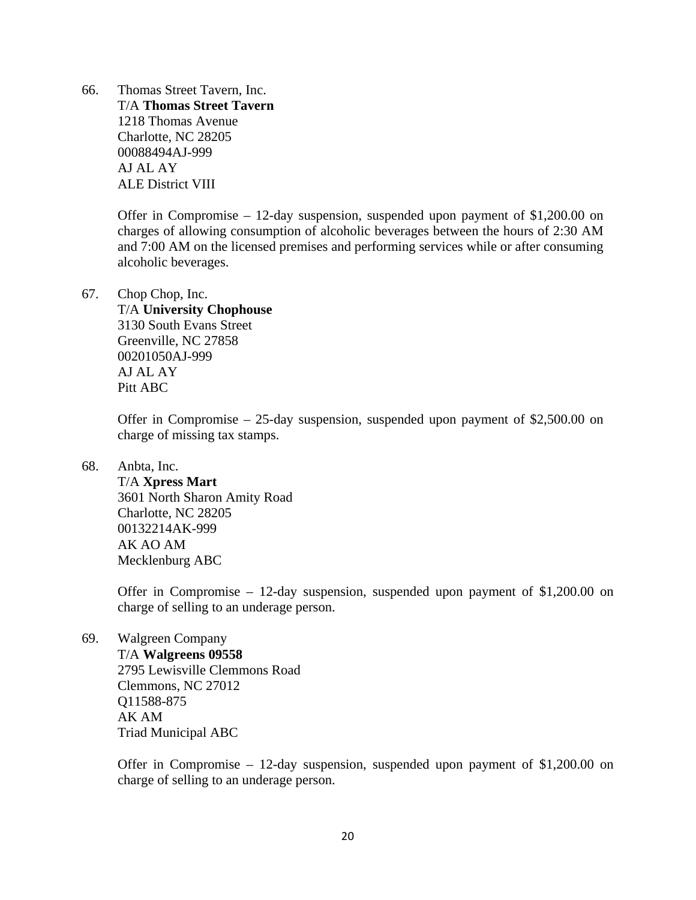66. Thomas Street Tavern, Inc.
    T/A **Thomas Street Tavern**
    1218 Thomas Avenue
    Charlotte, NC 28205
    00088494AJ-999
    AJ AL AY
    ALE District VIII

    Offer in Compromise – 12-day suspension, suspended upon payment of $1,200.00 on charges of allowing consumption of alcoholic beverages between the hours of 2:30 AM and 7:00 AM on the licensed premises and performing services while or after consuming alcoholic beverages.

67. Chop Chop, Inc.
    T/A **University Chophouse**
    3130 South Evans Street
    Greenville, NC 27858
    00201050AJ-999
    AJ AL AY
    Pitt ABC

    Offer in Compromise – 25-day suspension, suspended upon payment of $2,500.00 on charge of missing tax stamps.

68. Anbta, Inc.
    T/A **Xpress Mart**
    3601 North Sharon Amity Road
    Charlotte, NC 28205
    00132214AK-999
    AK AO AM
    Mecklenburg ABC

    Offer in Compromise – 12-day suspension, suspended upon payment of $1,200.00 on charge of selling to an underage person.

69. Walgreen Company
    T/A **Walgreens 09558**
    2795 Lewisville Clemmons Road
    Clemmons, NC 27012
    Q11588-875
    AK AM
    Triad Municipal ABC

    Offer in Compromise – 12-day suspension, suspended upon payment of $1,200.00 on charge of selling to an underage person.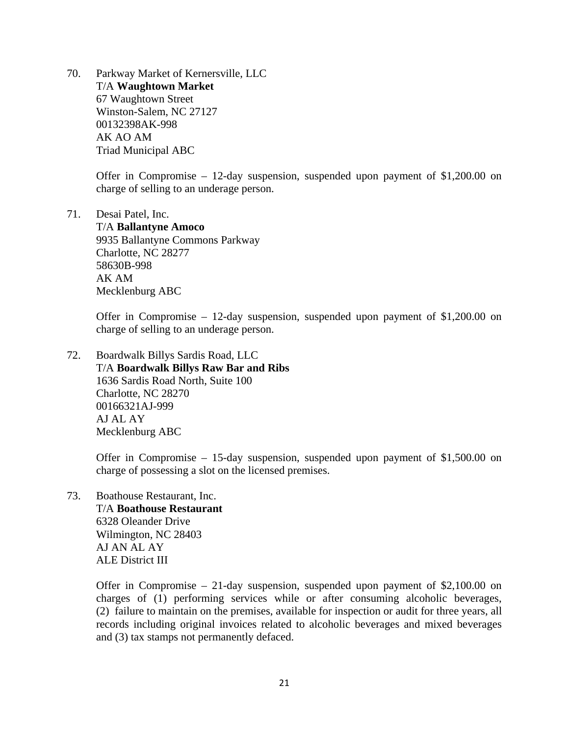70. Parkway Market of Kernersville, LLC
    T/A **Waughtown Market**
    67 Waughtown Street
    Winston-Salem, NC 27127
    00132398AK-998
    AK AO AM
    Triad Municipal ABC

    Offer in Compromise – 12-day suspension, suspended upon payment of $1,200.00 on charge of selling to an underage person.

71. Desai Patel, Inc.
    T/A **Ballantyne Amoco**
    9935 Ballantyne Commons Parkway
    Charlotte, NC 28277
    58630B-998
    AK AM
    Mecklenburg ABC

    Offer in Compromise – 12-day suspension, suspended upon payment of $1,200.00 on charge of selling to an underage person.

72. Boardwalk Billys Sardis Road, LLC
    T/A **Boardwalk Billys Raw Bar and Ribs**
    1636 Sardis Road North, Suite 100
    Charlotte, NC 28270
    00166321AJ-999
    AJ AL AY
    Mecklenburg ABC

    Offer in Compromise – 15-day suspension, suspended upon payment of $1,500.00 on charge of possessing a slot on the licensed premises.

73. Boathouse Restaurant, Inc.
    T/A **Boathouse Restaurant**
    6328 Oleander Drive
    Wilmington, NC 28403
    AJ AN AL AY
    ALE District III

    Offer in Compromise – 21-day suspension, suspended upon payment of $2,100.00 on charges of (1) performing services while or after consuming alcoholic beverages, (2) failure to maintain on the premises, available for inspection or audit for three years, all records including original invoices related to alcoholic beverages and mixed beverages and (3) tax stamps not permanently defaced.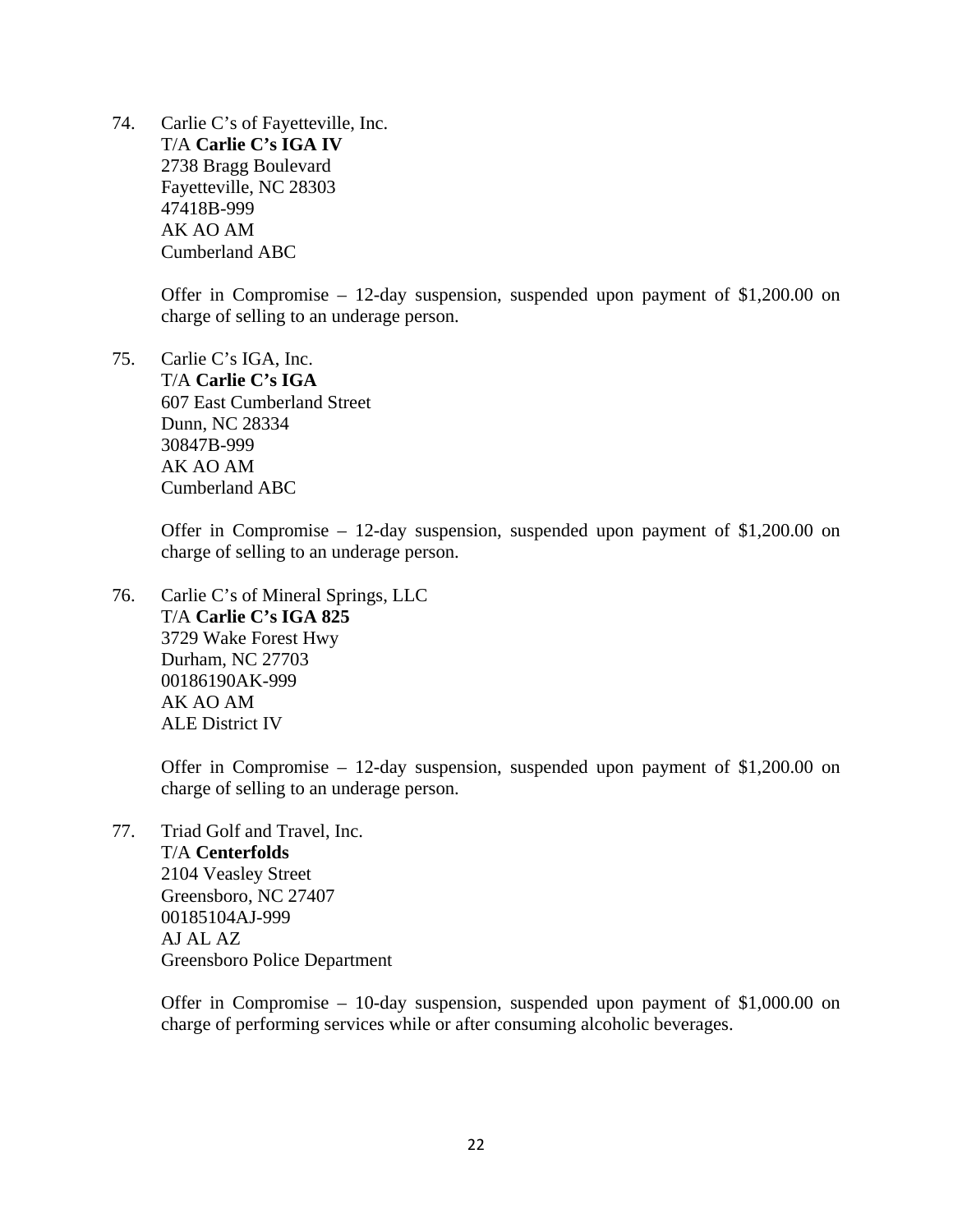74. Carlie C's of Fayetteville, Inc.
    T/A **Carlie C's IGA IV**
    2738 Bragg Boulevard
    Fayetteville, NC 28303
    47418B-999
    AK AO AM
    Cumberland ABC

    Offer in Compromise – 12-day suspension, suspended upon payment of $1,200.00 on charge of selling to an underage person.

75. Carlie C's IGA, Inc.
    T/A **Carlie C's IGA**
    607 East Cumberland Street
    Dunn, NC 28334
    30847B-999
    AK AO AM
    Cumberland ABC

    Offer in Compromise – 12-day suspension, suspended upon payment of $1,200.00 on charge of selling to an underage person.

76. Carlie C's of Mineral Springs, LLC
    T/A **Carlie C's IGA 825**
    3729 Wake Forest Hwy
    Durham, NC 27703
    00186190AK-999
    AK AO AM
    ALE District IV

    Offer in Compromise – 12-day suspension, suspended upon payment of $1,200.00 on charge of selling to an underage person.

77. Triad Golf and Travel, Inc.
    T/A **Centerfolds**
    2104 Veasley Street
    Greensboro, NC 27407
    00185104AJ-999
    AJ AL AZ
    Greensboro Police Department

    Offer in Compromise – 10-day suspension, suspended upon payment of $1,000.00 on charge of performing services while or after consuming alcoholic beverages.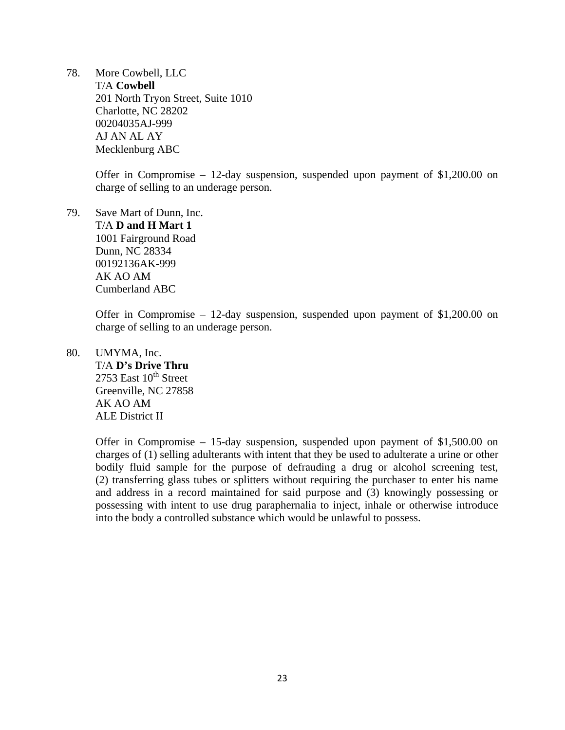78. More Cowbell, LLC
T/A **Cowbell**
201 North Tryon Street, Suite 1010
Charlotte, NC 28202
00204035AJ-999
AJ AN AL AY
Mecklenburg ABC

Offer in Compromise – 12-day suspension, suspended upon payment of $1,200.00 on charge of selling to an underage person.

79. Save Mart of Dunn, Inc.
T/A **D and H Mart 1**
1001 Fairground Road
Dunn, NC 28334
00192136AK-999
AK AO AM
Cumberland ABC

Offer in Compromise – 12-day suspension, suspended upon payment of $1,200.00 on charge of selling to an underage person.

80. UMYMA, Inc.
T/A **D's Drive Thru**
2753 East 10th Street
Greenville, NC 27858
AK AO AM
ALE District II

Offer in Compromise – 15-day suspension, suspended upon payment of $1,500.00 on charges of (1) selling adulterants with intent that they be used to adulterate a urine or other bodily fluid sample for the purpose of defrauding a drug or alcohol screening test, (2) transferring glass tubes or splitters without requiring the purchaser to enter his name and address in a record maintained for said purpose and (3) knowingly possessing or possessing with intent to use drug paraphernalia to inject, inhale or otherwise introduce into the body a controlled substance which would be unlawful to possess.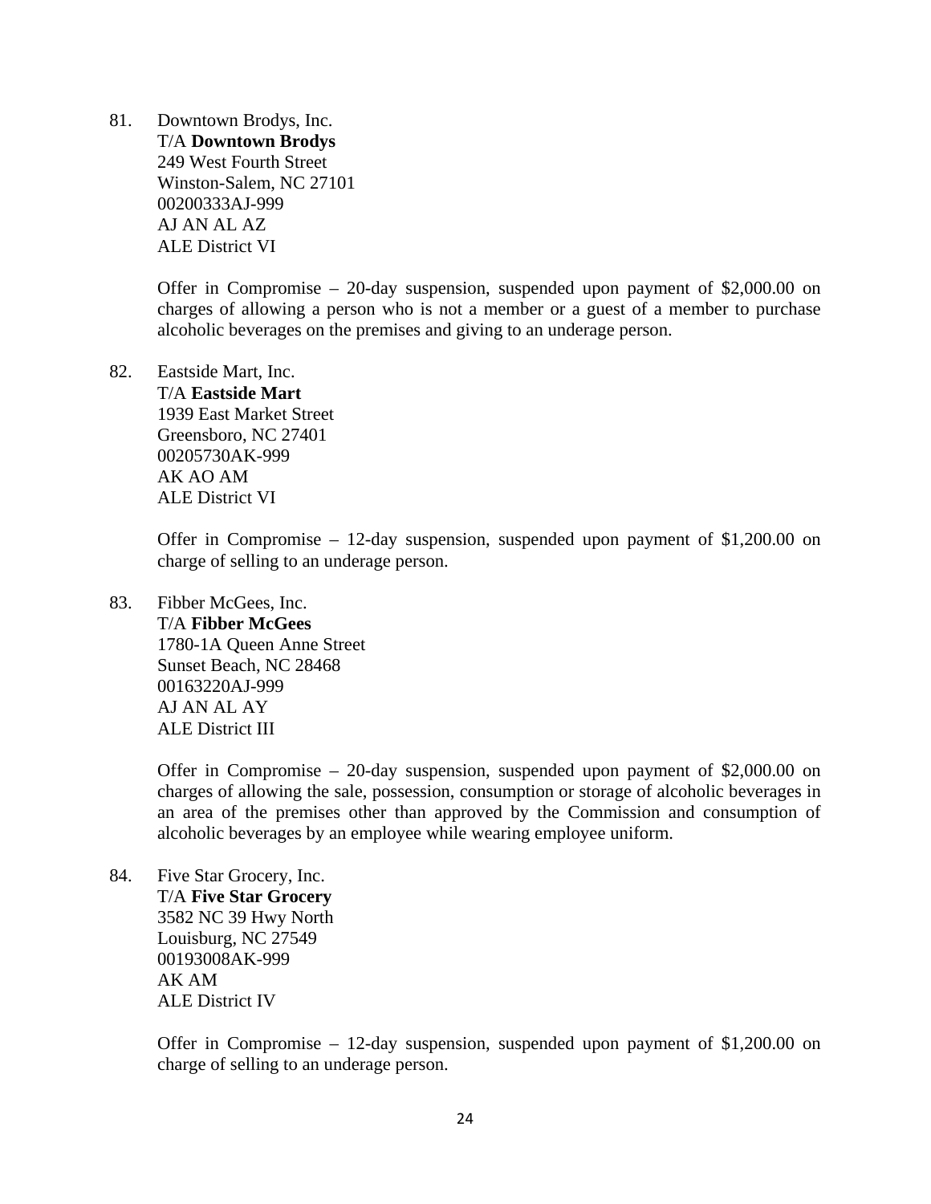81. Downtown Brodys, Inc.
    T/A **Downtown Brodys**
    249 West Fourth Street
    Winston-Salem, NC 27101
    00200333AJ-999
    AJ AN AL AZ
    ALE District VI

    Offer in Compromise – 20-day suspension, suspended upon payment of $2,000.00 on charges of allowing a person who is not a member or a guest of a member to purchase alcoholic beverages on the premises and giving to an underage person.

82. Eastside Mart, Inc.
    T/A **Eastside Mart**
    1939 East Market Street
    Greensboro, NC 27401
    00205730AK-999
    AK AO AM
    ALE District VI

    Offer in Compromise – 12-day suspension, suspended upon payment of $1,200.00 on charge of selling to an underage person.

83. Fibber McGees, Inc.
    T/A **Fibber McGees**
    1780-1A Queen Anne Street
    Sunset Beach, NC 28468
    00163220AJ-999
    AJ AN AL AY
    ALE District III

    Offer in Compromise – 20-day suspension, suspended upon payment of $2,000.00 on charges of allowing the sale, possession, consumption or storage of alcoholic beverages in an area of the premises other than approved by the Commission and consumption of alcoholic beverages by an employee while wearing employee uniform.

84. Five Star Grocery, Inc.
    T/A **Five Star Grocery**
    3582 NC 39 Hwy North
    Louisburg, NC 27549
    00193008AK-999
    AK AM
    ALE District IV

    Offer in Compromise – 12-day suspension, suspended upon payment of $1,200.00 on charge of selling to an underage person.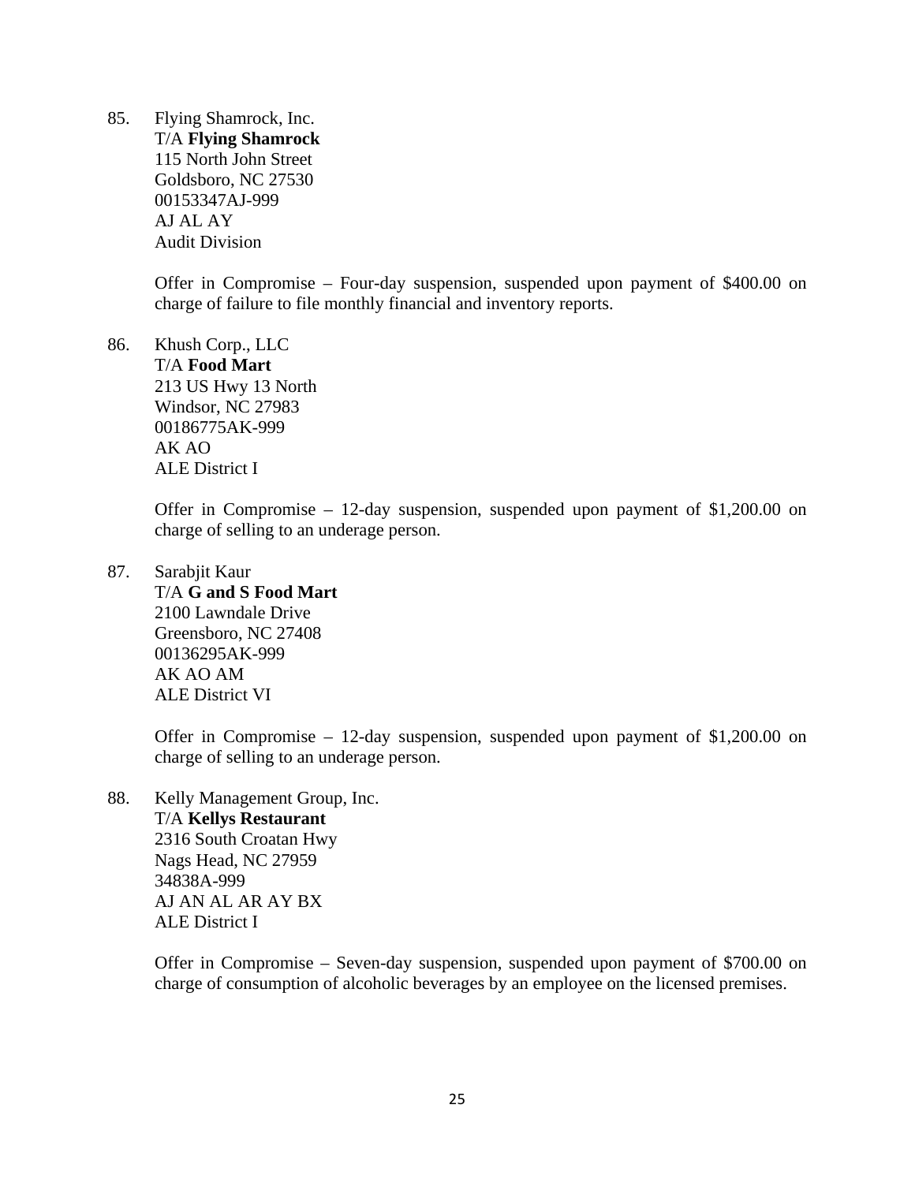85. Flying Shamrock, Inc.
T/A **Flying Shamrock**
115 North John Street
Goldsboro, NC 27530
00153347AJ-999
AJ AL AY
Audit Division

Offer in Compromise – Four-day suspension, suspended upon payment of $400.00 on charge of failure to file monthly financial and inventory reports.

86. Khush Corp., LLC
T/A **Food Mart**
213 US Hwy 13 North
Windsor, NC 27983
00186775AK-999
AK AO
ALE District I

Offer in Compromise – 12-day suspension, suspended upon payment of $1,200.00 on charge of selling to an underage person.

87. Sarabjit Kaur
T/A **G and S Food Mart**
2100 Lawndale Drive
Greensboro, NC 27408
00136295AK-999
AK AO AM
ALE District VI

Offer in Compromise – 12-day suspension, suspended upon payment of $1,200.00 on charge of selling to an underage person.

88. Kelly Management Group, Inc.
T/A **Kellys Restaurant**
2316 South Croatan Hwy
Nags Head, NC 27959
34838A-999
AJ AN AL AR AY BX
ALE District I

Offer in Compromise – Seven-day suspension, suspended upon payment of $700.00 on charge of consumption of alcoholic beverages by an employee on the licensed premises.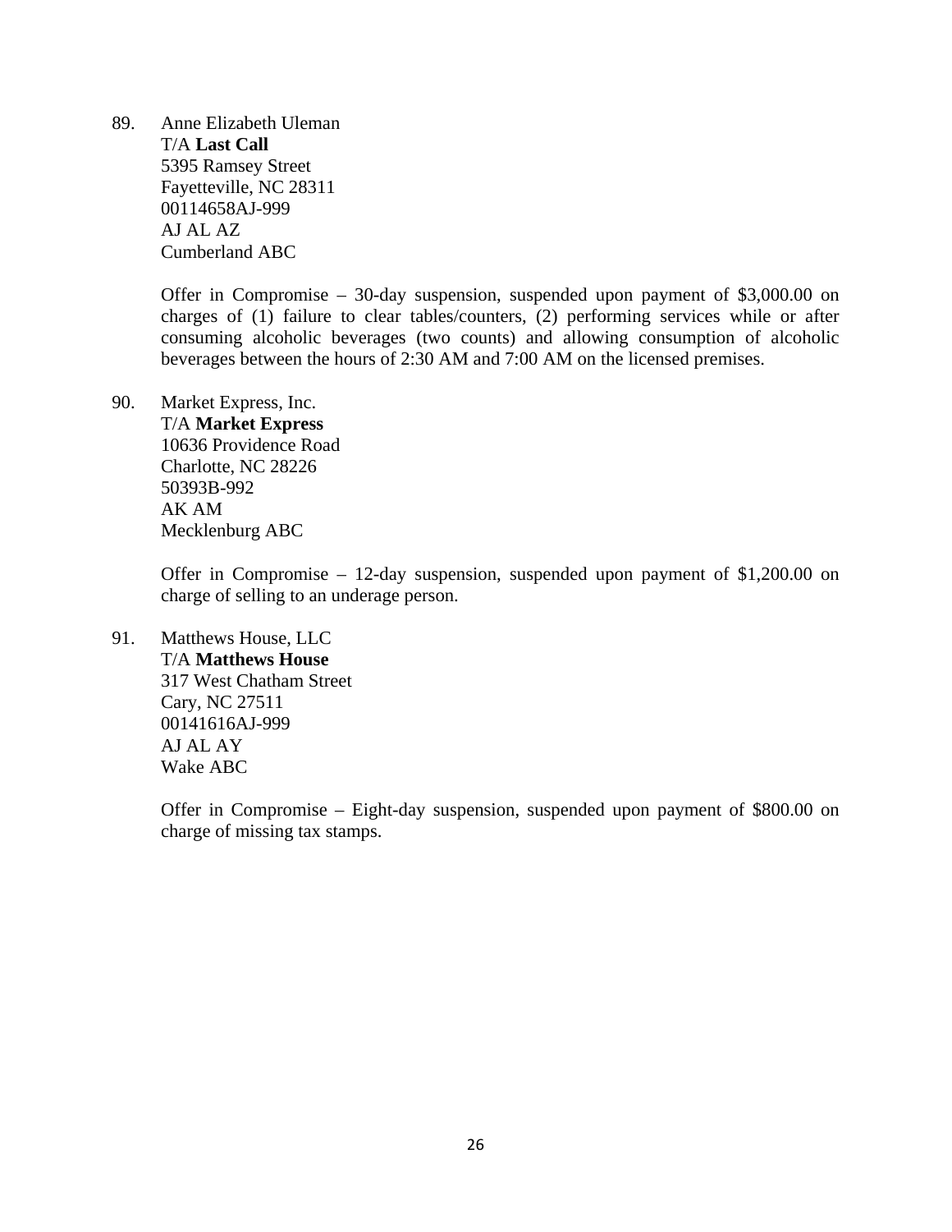89. Anne Elizabeth Uleman  
    T/A **Last Call**  
    5395 Ramsey Street  
    Fayetteville, NC 28311  
    00114658AJ-999  
    AJ AL AZ  
    Cumberland ABC

    Offer in Compromise – 30-day suspension, suspended upon payment of $3,000.00 on charges of (1) failure to clear tables/counters, (2) performing services while or after consuming alcoholic beverages (two counts) and allowing consumption of alcoholic beverages between the hours of 2:30 AM and 7:00 AM on the licensed premises.

90. Market Express, Inc.  
    T/A **Market Express**  
    10636 Providence Road  
    Charlotte, NC 28226  
    50393B-992  
    AK AM  
    Mecklenburg ABC

    Offer in Compromise – 12-day suspension, suspended upon payment of $1,200.00 on charge of selling to an underage person.

91. Matthews House, LLC  
    T/A **Matthews House**  
    317 West Chatham Street  
    Cary, NC 27511  
    00141616AJ-999  
    AJ AL AY  
    Wake ABC

    Offer in Compromise – Eight-day suspension, suspended upon payment of $800.00 on charge of missing tax stamps.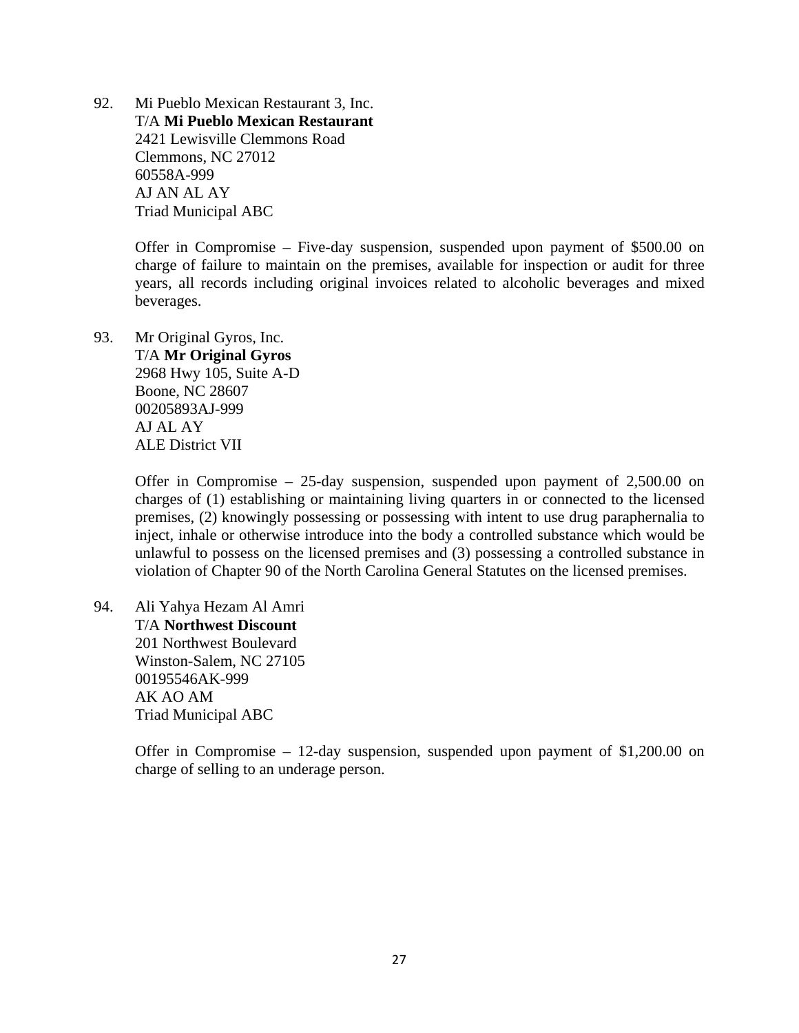92. Mi Pueblo Mexican Restaurant 3, Inc.  
T/A **Mi Pueblo Mexican Restaurant**  
2421 Lewisville Clemmons Road  
Clemmons, NC 27012  
60558A-999  
AJ AN AL AY  
Triad Municipal ABC

Offer in Compromise – Five-day suspension, suspended upon payment of $500.00 on charge of failure to maintain on the premises, available for inspection or audit for three years, all records including original invoices related to alcoholic beverages and mixed beverages.

93. Mr Original Gyros, Inc.  
T/A **Mr Original Gyros**  
2968 Hwy 105, Suite A-D  
Boone, NC 28607  
00205893AJ-999  
AJ AL AY  
ALE District VII

Offer in Compromise – 25-day suspension, suspended upon payment of 2,500.00 on charges of (1) establishing or maintaining living quarters in or connected to the licensed premises, (2) knowingly possessing or possessing with intent to use drug paraphernalia to inject, inhale or otherwise introduce into the body a controlled substance which would be unlawful to possess on the licensed premises and (3) possessing a controlled substance in violation of Chapter 90 of the North Carolina General Statutes on the licensed premises.

94. Ali Yahya Hezam Al Amri  
T/A **Northwest Discount**  
201 Northwest Boulevard  
Winston-Salem, NC 27105  
00195546AK-999  
AK AO AM  
Triad Municipal ABC

Offer in Compromise – 12-day suspension, suspended upon payment of $1,200.00 on charge of selling to an underage person.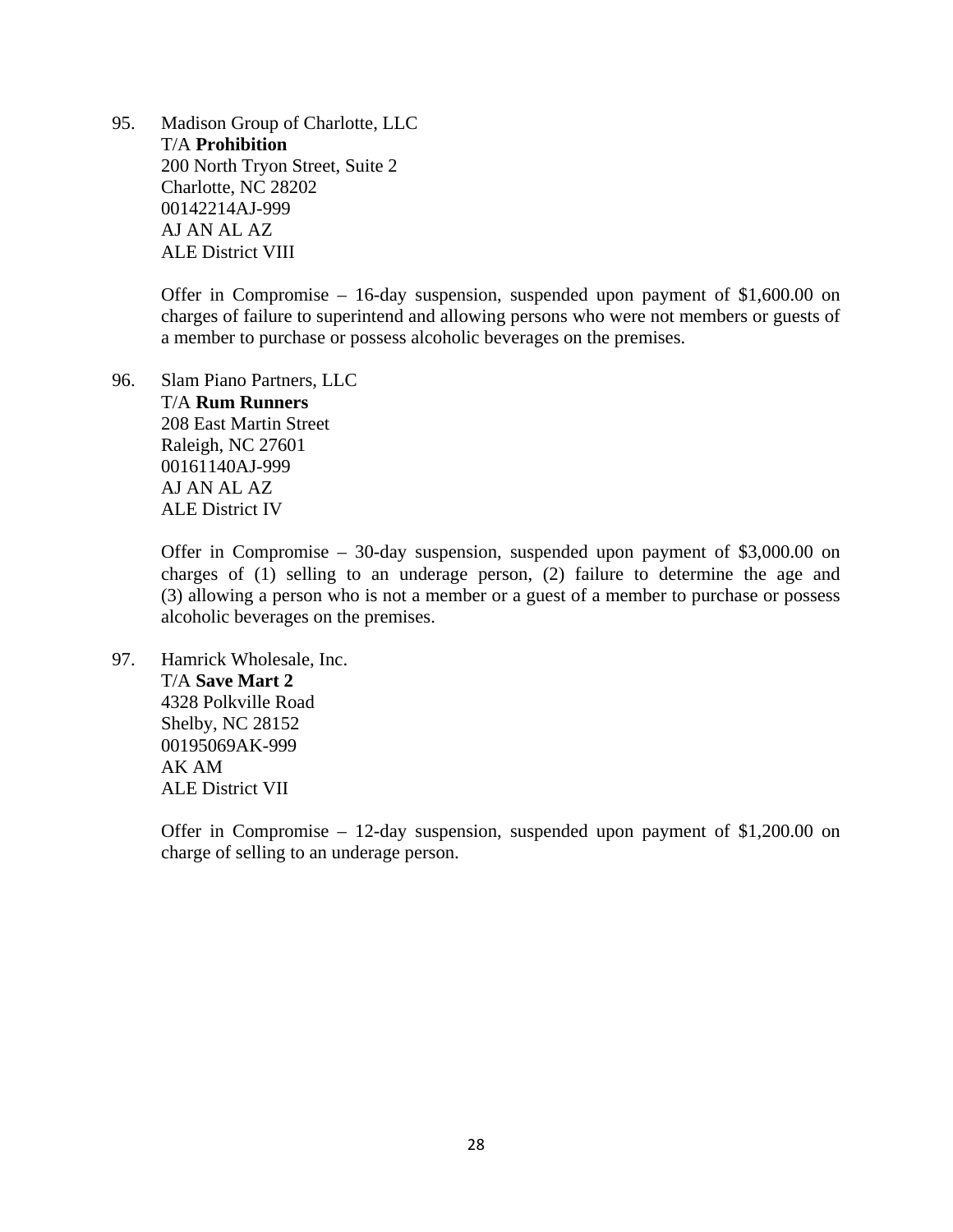95. Madison Group of Charlotte, LLC
T/A **Prohibition**
200 North Tryon Street, Suite 2
Charlotte, NC 28202
00142214AJ-999
AJ AN AL AZ
ALE District VIII

Offer in Compromise – 16-day suspension, suspended upon payment of $1,600.00 on charges of failure to superintend and allowing persons who were not members or guests of a member to purchase or possess alcoholic beverages on the premises.

96. Slam Piano Partners, LLC
T/A **Rum Runners**
208 East Martin Street
Raleigh, NC 27601
00161140AJ-999
AJ AN AL AZ
ALE District IV

Offer in Compromise – 30-day suspension, suspended upon payment of $3,000.00 on charges of (1) selling to an underage person, (2) failure to determine the age and (3) allowing a person who is not a member or a guest of a member to purchase or possess alcoholic beverages on the premises.

97. Hamrick Wholesale, Inc.
T/A **Save Mart 2**
4328 Polkville Road
Shelby, NC 28152
00195069AK-999
AK AM
ALE District VII

Offer in Compromise – 12-day suspension, suspended upon payment of $1,200.00 on charge of selling to an underage person.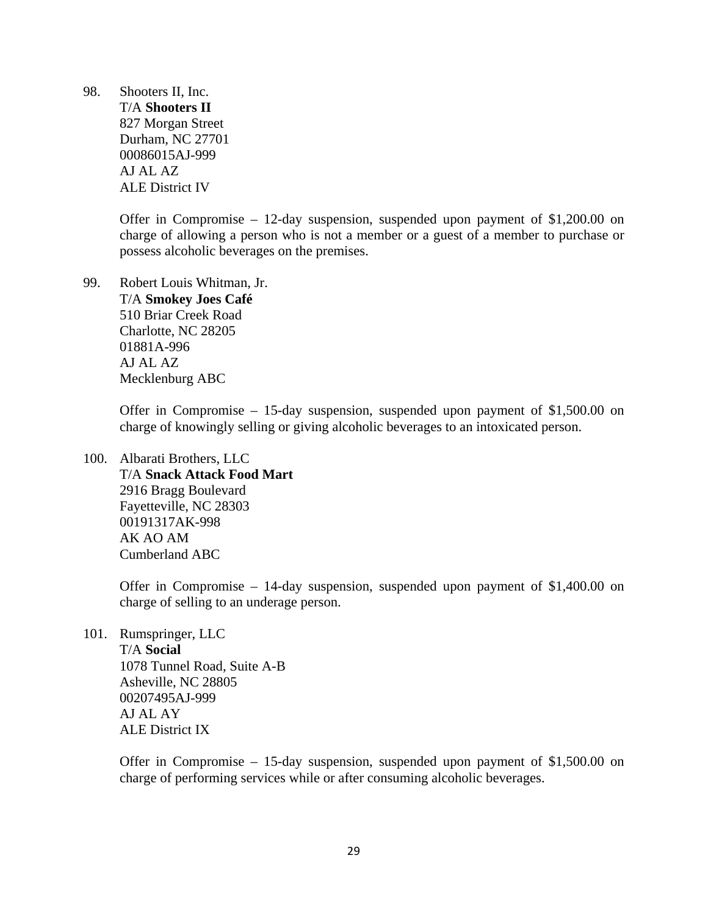98. Shooters II, Inc.
 T/A **Shooters II**
 827 Morgan Street
 Durham, NC 27701
 00086015AJ-999
 AJ AL AZ
 ALE District IV

 Offer in Compromise – 12-day suspension, suspended upon payment of $1,200.00 on charge of allowing a person who is not a member or a guest of a member to purchase or possess alcoholic beverages on the premises.

99. Robert Louis Whitman, Jr.
 T/A **Smokey Joes Café**
 510 Briar Creek Road
 Charlotte, NC 28205
 01881A-996
 AJ AL AZ
 Mecklenburg ABC

 Offer in Compromise – 15-day suspension, suspended upon payment of $1,500.00 on charge of knowingly selling or giving alcoholic beverages to an intoxicated person.

100. Albarati Brothers, LLC
 T/A **Snack Attack Food Mart**
 2916 Bragg Boulevard
 Fayetteville, NC 28303
 00191317AK-998
 AK AO AM
 Cumberland ABC

 Offer in Compromise – 14-day suspension, suspended upon payment of $1,400.00 on charge of selling to an underage person.

101. Rumspringer, LLC
 T/A **Social**
 1078 Tunnel Road, Suite A-B
 Asheville, NC 28805
 00207495AJ-999
 AJ AL AY
 ALE District IX

 Offer in Compromise – 15-day suspension, suspended upon payment of $1,500.00 on charge of performing services while or after consuming alcoholic beverages.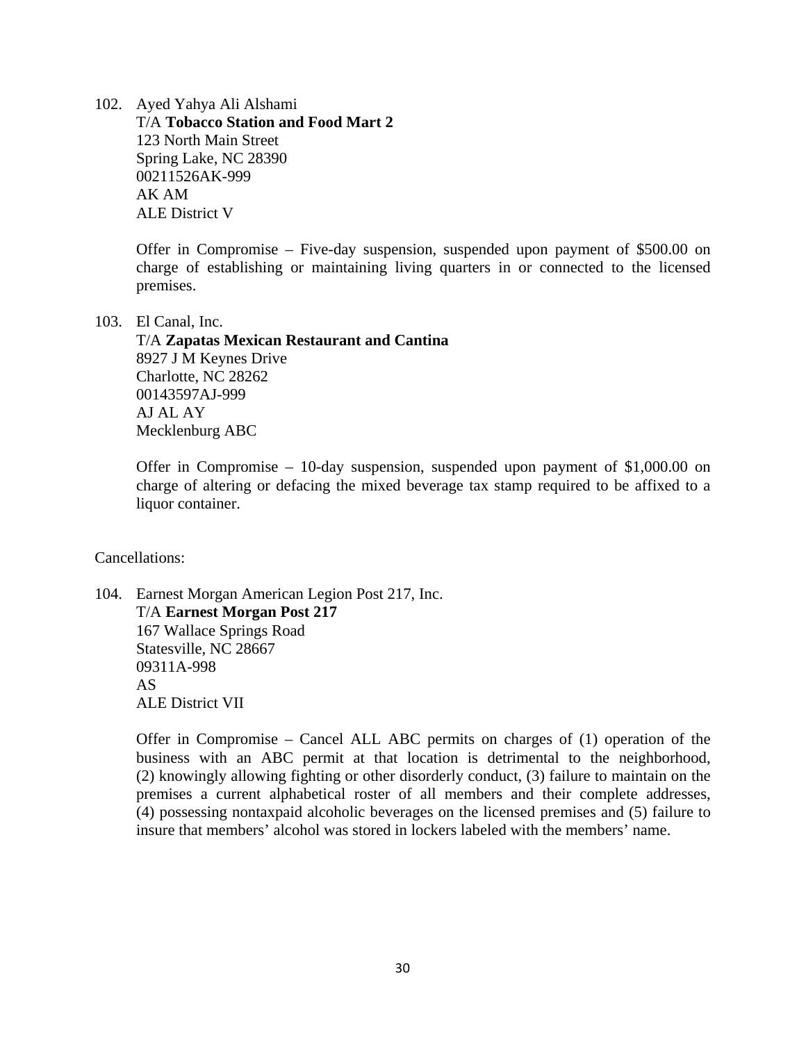102. Ayed Yahya Ali Alshami
     T/A **Tobacco Station and Food Mart 2**
     123 North Main Street
     Spring Lake, NC 28390
     00211526AK-999
     AK AM
     ALE District V

     Offer in Compromise – Five-day suspension, suspended upon payment of $500.00 on charge of establishing or maintaining living quarters in or connected to the licensed premises.

103. El Canal, Inc.
     T/A **Zapatas Mexican Restaurant and Cantina**
     8927 J M Keynes Drive
     Charlotte, NC 28262
     00143597AJ-999
     AJ AL AY
     Mecklenburg ABC

     Offer in Compromise – 10-day suspension, suspended upon payment of $1,000.00 on charge of altering or defacing the mixed beverage tax stamp required to be affixed to a liquor container.

Cancellations:

104. Earnest Morgan American Legion Post 217, Inc.
     T/A **Earnest Morgan Post 217**
     167 Wallace Springs Road
     Statesville, NC 28667
     09311A-998
     AS
     ALE District VII

     Offer in Compromise – Cancel ALL ABC permits on charges of (1) operation of the business with an ABC permit at that location is detrimental to the neighborhood, (2) knowingly allowing fighting or other disorderly conduct, (3) failure to maintain on the premises a current alphabetical roster of all members and their complete addresses, (4) possessing nontaxpaid alcoholic beverages on the licensed premises and (5) failure to insure that members' alcohol was stored in lockers labeled with the members' name.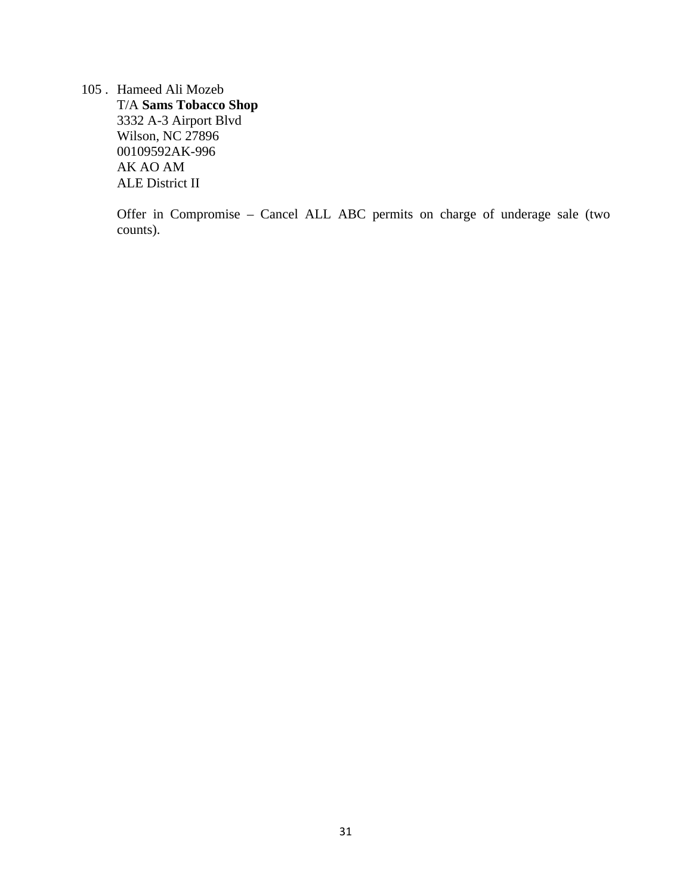105 . Hameed Ali Mozeb
T/A **Sams Tobacco Shop**
3332 A-3 Airport Blvd
Wilson, NC 27896
00109592AK-996
AK AO AM
ALE District II

Offer in Compromise – Cancel ALL ABC permits on charge of underage sale (two counts).